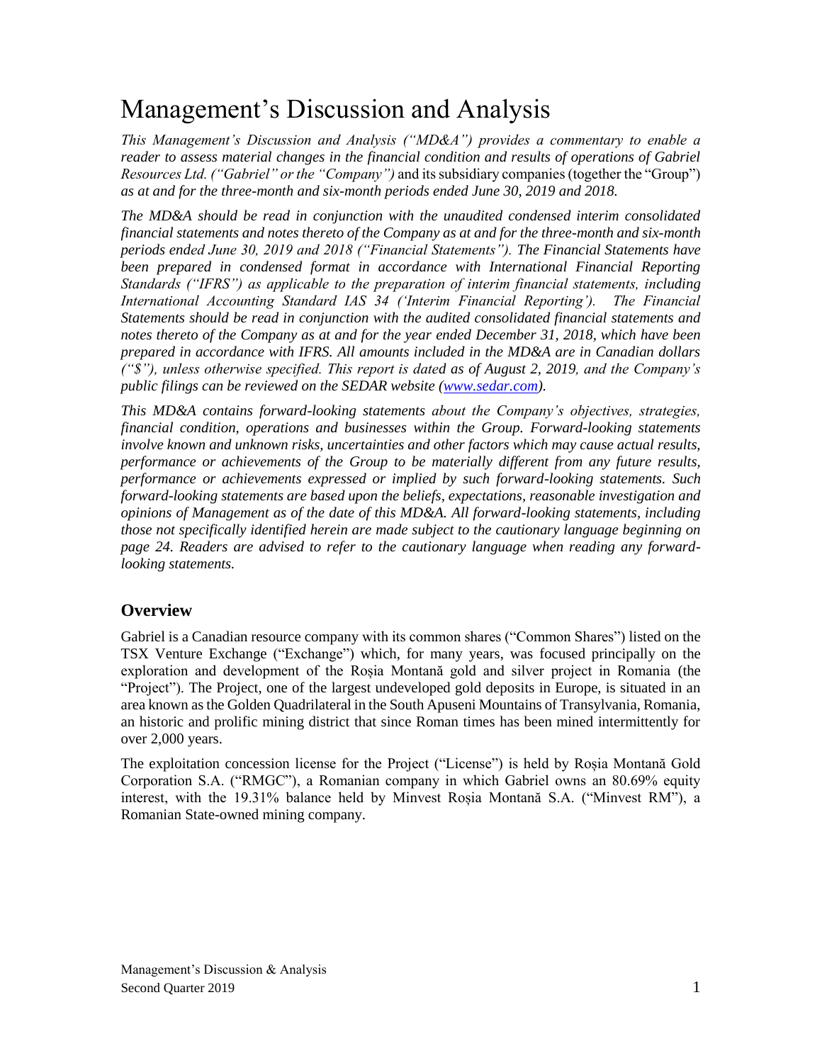# Management's Discussion and Analysis

*This Management's Discussion and Analysis ("MD&A") provides a commentary to enable a reader to assess material changes in the financial condition and results of operations of Gabriel Resources Ltd. ("Gabriel" or the "Company")* and its subsidiary companies (together the "Group") *as at and for the three-month and six-month periods ended June 30, 2019 and 2018.*

*The MD&A should be read in conjunction with the unaudited condensed interim consolidated financial statements and notes thereto of the Company as at and for the three-month and six-month periods ended June 30, 2019 and 2018 ("Financial Statements"). The Financial Statements have been prepared in condensed format in accordance with International Financial Reporting Standards ("IFRS") as applicable to the preparation of interim financial statements, including International Accounting Standard IAS 34 ('Interim Financial Reporting'). The Financial Statements should be read in conjunction with the audited consolidated financial statements and notes thereto of the Company as at and for the year ended December 31, 2018, which have been prepared in accordance with IFRS. All amounts included in the MD&A are in Canadian dollars ("$"), unless otherwise specified. This report is dated as of August 2, 2019, and the Company's public filings can be reviewed on the SEDAR website ([www.sedar.com](www.sedar.com)).*

*This MD&A contains forward-looking statements about the Company's objectives, strategies, financial condition, operations and businesses within the Group. Forward-looking statements involve known and unknown risks, uncertainties and other factors which may cause actual results, performance or achievements of the Group to be materially different from any future results, performance or achievements expressed or implied by such forward-looking statements. Such forward-looking statements are based upon the beliefs, expectations, reasonable investigation and opinions of Management as of the date of this MD&A. All forward-looking statements, including those not specifically identified herein are made subject to the cautionary language beginning on page 24. Readers are advised to refer to the cautionary language when reading any forward-looking statements.*

## Overview

Gabriel is a Canadian resource company with its common shares ("Common Shares") listed on the TSX Venture Exchange ("Exchange") which, for many years, was focused principally on the exploration and development of the Roșia Montană gold and silver project in Romania (the "Project"). The Project, one of the largest undeveloped gold deposits in Europe, is situated in an area known as the Golden Quadrilateral in the South Apuseni Mountains of Transylvania, Romania, an historic and prolific mining district that since Roman times has been mined intermittently for over 2,000 years.

The exploitation concession license for the Project ("License") is held by Roșia Montană Gold Corporation S.A. ("RMGC"), a Romanian company in which Gabriel owns an 80.69% equity interest, with the 19.31% balance held by Minvest Roșia Montană S.A. ("Minvest RM"), a Romanian State-owned mining company.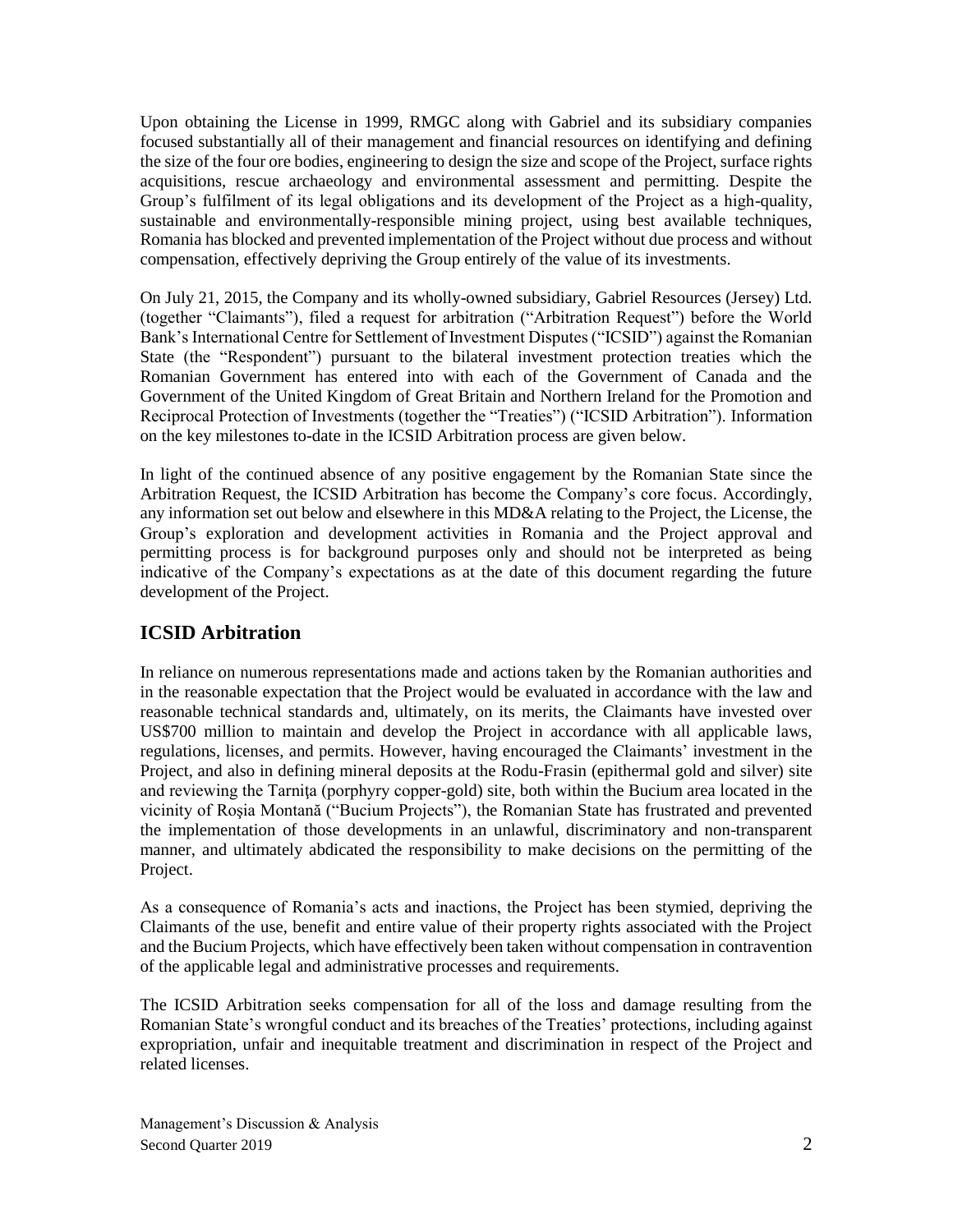Upon obtaining the License in 1999, RMGC along with Gabriel and its subsidiary companies focused substantially all of their management and financial resources on identifying and defining the size of the four ore bodies, engineering to design the size and scope of the Project, surface rights acquisitions, rescue archaeology and environmental assessment and permitting. Despite the Group's fulfilment of its legal obligations and its development of the Project as a high-quality, sustainable and environmentally-responsible mining project, using best available techniques, Romania has blocked and prevented implementation of the Project without due process and without compensation, effectively depriving the Group entirely of the value of its investments.

On July 21, 2015, the Company and its wholly-owned subsidiary, Gabriel Resources (Jersey) Ltd. (together "Claimants"), filed a request for arbitration ("Arbitration Request") before the World Bank's International Centre for Settlement of Investment Disputes ("ICSID") against the Romanian State (the "Respondent") pursuant to the bilateral investment protection treaties which the Romanian Government has entered into with each of the Government of Canada and the Government of the United Kingdom of Great Britain and Northern Ireland for the Promotion and Reciprocal Protection of Investments (together the "Treaties") ("ICSID Arbitration"). Information on the key milestones to-date in the ICSID Arbitration process are given below.

In light of the continued absence of any positive engagement by the Romanian State since the Arbitration Request, the ICSID Arbitration has become the Company's core focus. Accordingly, any information set out below and elsewhere in this MD&A relating to the Project, the License, the Group's exploration and development activities in Romania and the Project approval and permitting process is for background purposes only and should not be interpreted as being indicative of the Company's expectations as at the date of this document regarding the future development of the Project.

## ICSID Arbitration

In reliance on numerous representations made and actions taken by the Romanian authorities and in the reasonable expectation that the Project would be evaluated in accordance with the law and reasonable technical standards and, ultimately, on its merits, the Claimants have invested over US$700 million to maintain and develop the Project in accordance with all applicable laws, regulations, licenses, and permits. However, having encouraged the Claimants' investment in the Project, and also in defining mineral deposits at the Rodu-Frasin (epithermal gold and silver) site and reviewing the Tarniţa (porphyry copper-gold) site, both within the Bucium area located in the vicinity of Roşia Montană ("Bucium Projects"), the Romanian State has frustrated and prevented the implementation of those developments in an unlawful, discriminatory and non-transparent manner, and ultimately abdicated the responsibility to make decisions on the permitting of the Project.

As a consequence of Romania's acts and inactions, the Project has been stymied, depriving the Claimants of the use, benefit and entire value of their property rights associated with the Project and the Bucium Projects, which have effectively been taken without compensation in contravention of the applicable legal and administrative processes and requirements.

The ICSID Arbitration seeks compensation for all of the loss and damage resulting from the Romanian State's wrongful conduct and its breaches of the Treaties' protections, including against expropriation, unfair and inequitable treatment and discrimination in respect of the Project and related licenses.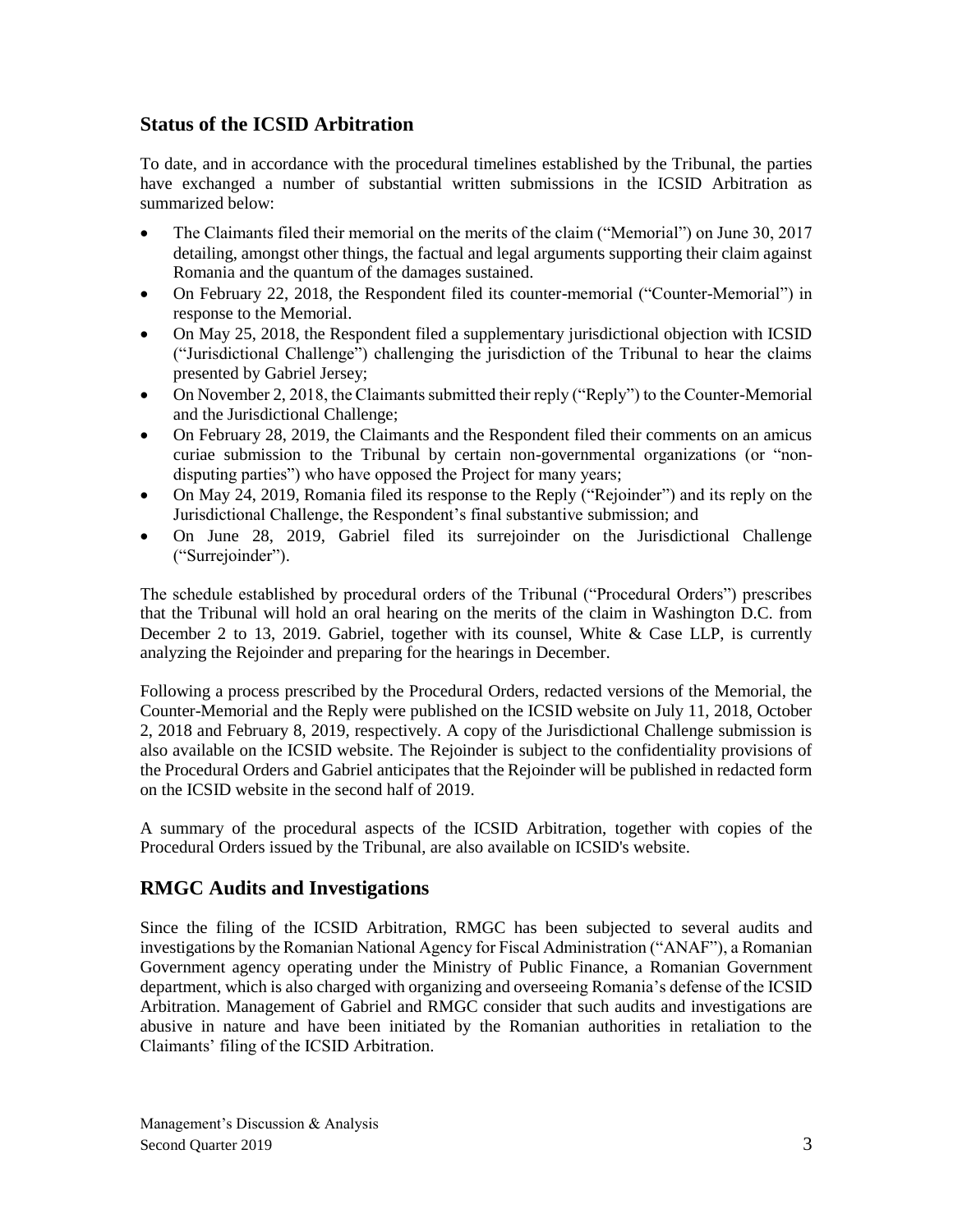## Status of the ICSID Arbitration

To date, and in accordance with the procedural timelines established by the Tribunal, the parties have exchanged a number of substantial written submissions in the ICSID Arbitration as summarized below:

- The Claimants filed their memorial on the merits of the claim ("Memorial") on June 30, 2017 detailing, amongst other things, the factual and legal arguments supporting their claim against Romania and the quantum of the damages sustained.
- On February 22, 2018, the Respondent filed its counter-memorial ("Counter-Memorial") in response to the Memorial.
- On May 25, 2018, the Respondent filed a supplementary jurisdictional objection with ICSID ("Jurisdictional Challenge") challenging the jurisdiction of the Tribunal to hear the claims presented by Gabriel Jersey;
- On November 2, 2018, the Claimants submitted their reply ("Reply") to the Counter-Memorial and the Jurisdictional Challenge;
- On February 28, 2019, the Claimants and the Respondent filed their comments on an amicus curiae submission to the Tribunal by certain non-governmental organizations (or "non-disputing parties") who have opposed the Project for many years;
- On May 24, 2019, Romania filed its response to the Reply ("Rejoinder") and its reply on the Jurisdictional Challenge, the Respondent's final substantive submission; and
- On June 28, 2019, Gabriel filed its surrejoinder on the Jurisdictional Challenge ("Surrejoinder").

The schedule established by procedural orders of the Tribunal ("Procedural Orders") prescribes that the Tribunal will hold an oral hearing on the merits of the claim in Washington D.C. from December 2 to 13, 2019. Gabriel, together with its counsel, White & Case LLP, is currently analyzing the Rejoinder and preparing for the hearings in December.

Following a process prescribed by the Procedural Orders, redacted versions of the Memorial, the Counter-Memorial and the Reply were published on the ICSID website on July 11, 2018, October 2, 2018 and February 8, 2019, respectively. A copy of the Jurisdictional Challenge submission is also available on the ICSID website. The Rejoinder is subject to the confidentiality provisions of the Procedural Orders and Gabriel anticipates that the Rejoinder will be published in redacted form on the ICSID website in the second half of 2019.

A summary of the procedural aspects of the ICSID Arbitration, together with copies of the Procedural Orders issued by the Tribunal, are also available on ICSID's website.

## RMGC Audits and Investigations

Since the filing of the ICSID Arbitration, RMGC has been subjected to several audits and investigations by the Romanian National Agency for Fiscal Administration ("ANAF"), a Romanian Government agency operating under the Ministry of Public Finance, a Romanian Government department, which is also charged with organizing and overseeing Romania's defense of the ICSID Arbitration. Management of Gabriel and RMGC consider that such audits and investigations are abusive in nature and have been initiated by the Romanian authorities in retaliation to the Claimants' filing of the ICSID Arbitration.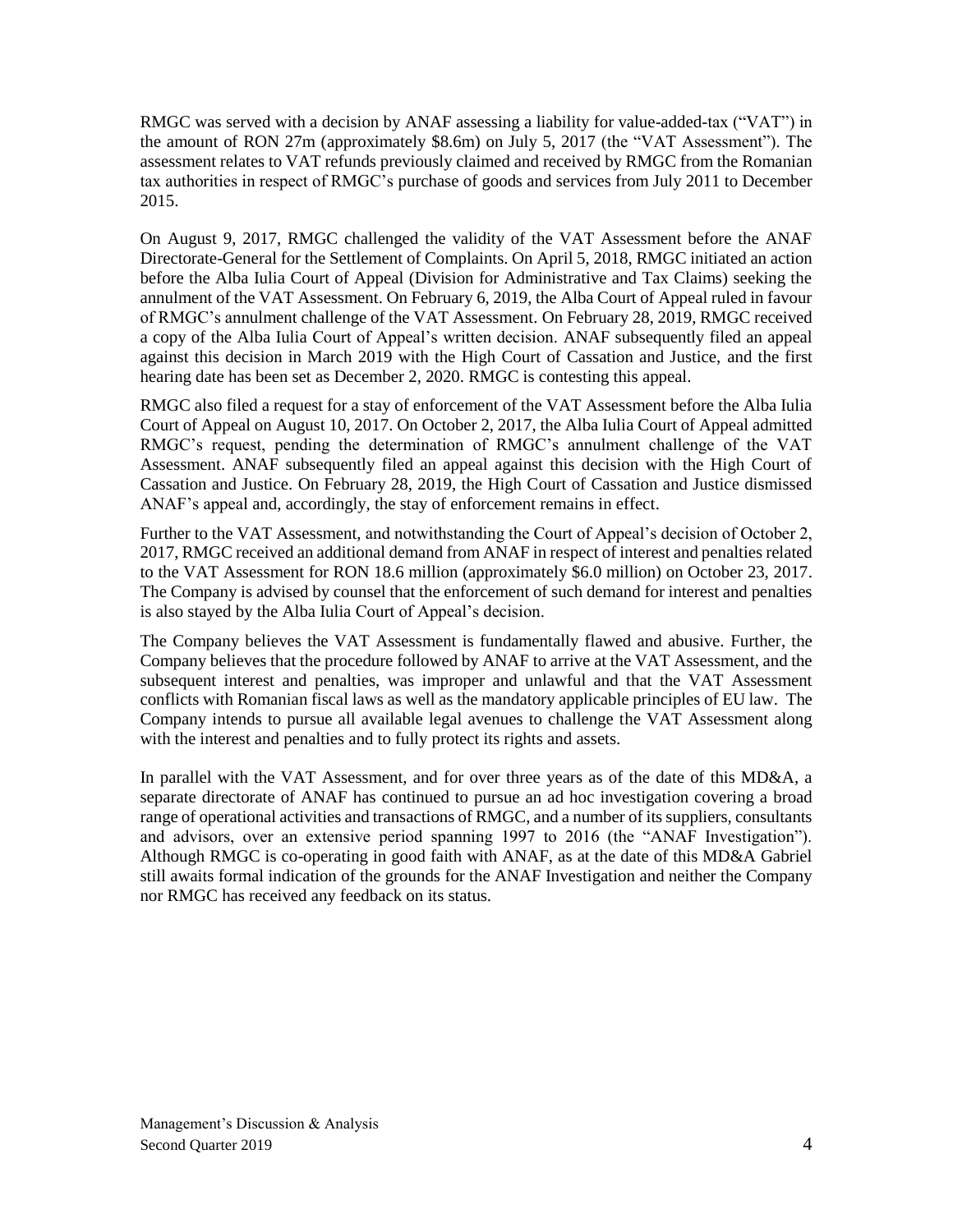RMGC was served with a decision by ANAF assessing a liability for value-added-tax ("VAT") in the amount of RON 27m (approximately $8.6m) on July 5, 2017 (the "VAT Assessment"). The assessment relates to VAT refunds previously claimed and received by RMGC from the Romanian tax authorities in respect of RMGC's purchase of goods and services from July 2011 to December 2015.

On August 9, 2017, RMGC challenged the validity of the VAT Assessment before the ANAF Directorate-General for the Settlement of Complaints. On April 5, 2018, RMGC initiated an action before the Alba Iulia Court of Appeal (Division for Administrative and Tax Claims) seeking the annulment of the VAT Assessment. On February 6, 2019, the Alba Court of Appeal ruled in favour of RMGC's annulment challenge of the VAT Assessment. On February 28, 2019, RMGC received a copy of the Alba Iulia Court of Appeal's written decision. ANAF subsequently filed an appeal against this decision in March 2019 with the High Court of Cassation and Justice, and the first hearing date has been set as December 2, 2020. RMGC is contesting this appeal.

RMGC also filed a request for a stay of enforcement of the VAT Assessment before the Alba Iulia Court of Appeal on August 10, 2017. On October 2, 2017, the Alba Iulia Court of Appeal admitted RMGC's request, pending the determination of RMGC's annulment challenge of the VAT Assessment. ANAF subsequently filed an appeal against this decision with the High Court of Cassation and Justice. On February 28, 2019, the High Court of Cassation and Justice dismissed ANAF's appeal and, accordingly, the stay of enforcement remains in effect.

Further to the VAT Assessment, and notwithstanding the Court of Appeal's decision of October 2, 2017, RMGC received an additional demand from ANAF in respect of interest and penalties related to the VAT Assessment for RON 18.6 million (approximately $6.0 million) on October 23, 2017. The Company is advised by counsel that the enforcement of such demand for interest and penalties is also stayed by the Alba Iulia Court of Appeal's decision.

The Company believes the VAT Assessment is fundamentally flawed and abusive. Further, the Company believes that the procedure followed by ANAF to arrive at the VAT Assessment, and the subsequent interest and penalties, was improper and unlawful and that the VAT Assessment conflicts with Romanian fiscal laws as well as the mandatory applicable principles of EU law. The Company intends to pursue all available legal avenues to challenge the VAT Assessment along with the interest and penalties and to fully protect its rights and assets.

In parallel with the VAT Assessment, and for over three years as of the date of this MD&A, a separate directorate of ANAF has continued to pursue an ad hoc investigation covering a broad range of operational activities and transactions of RMGC, and a number of its suppliers, consultants and advisors, over an extensive period spanning 1997 to 2016 (the "ANAF Investigation"). Although RMGC is co-operating in good faith with ANAF, as at the date of this MD&A Gabriel still awaits formal indication of the grounds for the ANAF Investigation and neither the Company nor RMGC has received any feedback on its status.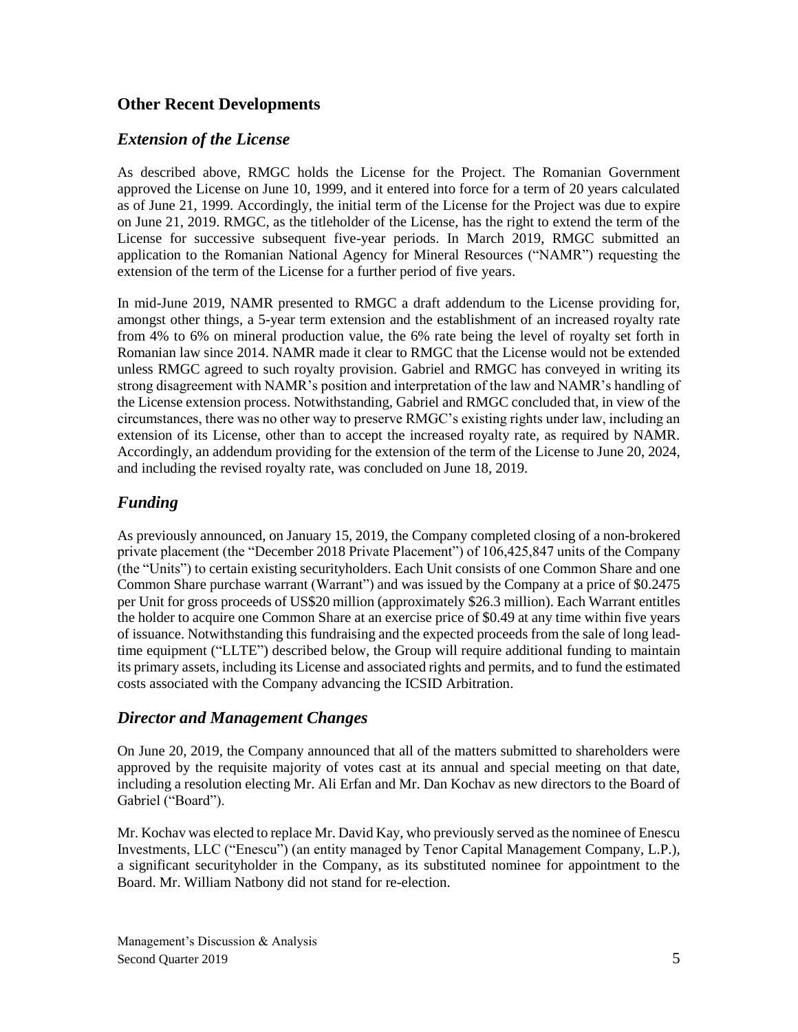## Other Recent Developments

### *Extension of the License*

As described above, RMGC holds the License for the Project. The Romanian Government approved the License on June 10, 1999, and it entered into force for a term of 20 years calculated as of June 21, 1999. Accordingly, the initial term of the License for the Project was due to expire on June 21, 2019. RMGC, as the titleholder of the License, has the right to extend the term of the License for successive subsequent five-year periods. In March 2019, RMGC submitted an application to the Romanian National Agency for Mineral Resources ("NAMR") requesting the extension of the term of the License for a further period of five years.

In mid-June 2019, NAMR presented to RMGC a draft addendum to the License providing for, amongst other things, a 5-year term extension and the establishment of an increased royalty rate from 4% to 6% on mineral production value, the 6% rate being the level of royalty set forth in Romanian law since 2014. NAMR made it clear to RMGC that the License would not be extended unless RMGC agreed to such royalty provision. Gabriel and RMGC has conveyed in writing its strong disagreement with NAMR's position and interpretation of the law and NAMR's handling of the License extension process. Notwithstanding, Gabriel and RMGC concluded that, in view of the circumstances, there was no other way to preserve RMGC's existing rights under law, including an extension of its License, other than to accept the increased royalty rate, as required by NAMR. Accordingly, an addendum providing for the extension of the term of the License to June 20, 2024, and including the revised royalty rate, was concluded on June 18, 2019.

### *Funding*

As previously announced, on January 15, 2019, the Company completed closing of a non-brokered private placement (the "December 2018 Private Placement") of 106,425,847 units of the Company (the "Units") to certain existing securityholders. Each Unit consists of one Common Share and one Common Share purchase warrant (Warrant") and was issued by the Company at a price of $0.2475 per Unit for gross proceeds of US$20 million (approximately $26.3 million). Each Warrant entitles the holder to acquire one Common Share at an exercise price of $0.49 at any time within five years of issuance. Notwithstanding this fundraising and the expected proceeds from the sale of long lead-time equipment ("LLTE") described below, the Group will require additional funding to maintain its primary assets, including its License and associated rights and permits, and to fund the estimated costs associated with the Company advancing the ICSID Arbitration.

### *Director and Management Changes*

On June 20, 2019, the Company announced that all of the matters submitted to shareholders were approved by the requisite majority of votes cast at its annual and special meeting on that date, including a resolution electing Mr. Ali Erfan and Mr. Dan Kochav as new directors to the Board of Gabriel ("Board").

Mr. Kochav was elected to replace Mr. David Kay, who previously served as the nominee of Enescu Investments, LLC ("Enescu") (an entity managed by Tenor Capital Management Company, L.P.), a significant securityholder in the Company, as its substituted nominee for appointment to the Board. Mr. William Natbony did not stand for re-election.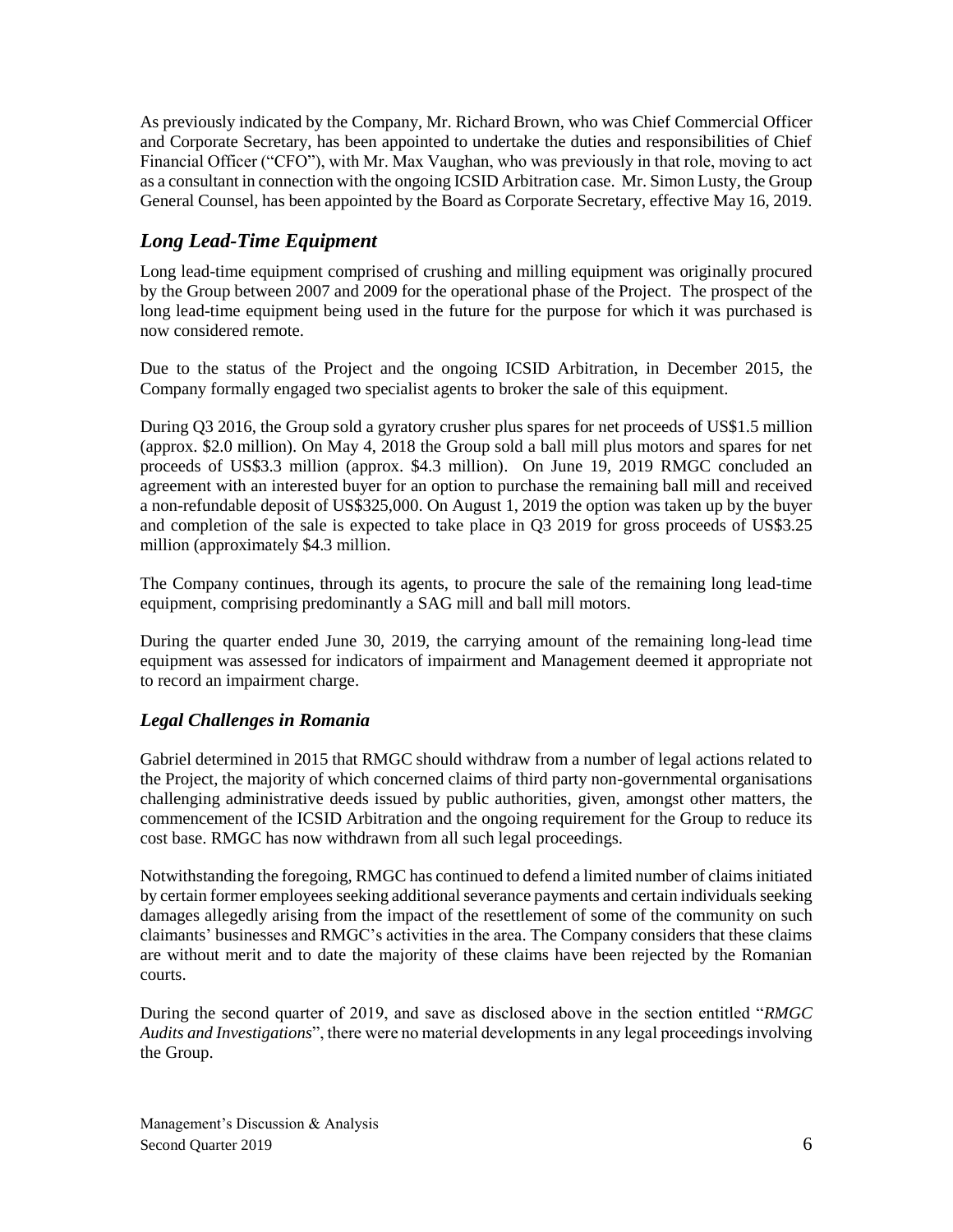As previously indicated by the Company, Mr. Richard Brown, who was Chief Commercial Officer and Corporate Secretary, has been appointed to undertake the duties and responsibilities of Chief Financial Officer ("CFO"), with Mr. Max Vaughan, who was previously in that role, moving to act as a consultant in connection with the ongoing ICSID Arbitration case. Mr. Simon Lusty, the Group General Counsel, has been appointed by the Board as Corporate Secretary, effective May 16, 2019.

## *Long Lead-Time Equipment*

Long lead-time equipment comprised of crushing and milling equipment was originally procured by the Group between 2007 and 2009 for the operational phase of the Project. The prospect of the long lead-time equipment being used in the future for the purpose for which it was purchased is now considered remote.

Due to the status of the Project and the ongoing ICSID Arbitration, in December 2015, the Company formally engaged two specialist agents to broker the sale of this equipment.

During Q3 2016, the Group sold a gyratory crusher plus spares for net proceeds of US$1.5 million (approx. $2.0 million). On May 4, 2018 the Group sold a ball mill plus motors and spares for net proceeds of US$3.3 million (approx. $4.3 million). On June 19, 2019 RMGC concluded an agreement with an interested buyer for an option to purchase the remaining ball mill and received a non-refundable deposit of US$325,000. On August 1, 2019 the option was taken up by the buyer and completion of the sale is expected to take place in Q3 2019 for gross proceeds of US$3.25 million (approximately $4.3 million.

The Company continues, through its agents, to procure the sale of the remaining long lead-time equipment, comprising predominantly a SAG mill and ball mill motors.

During the quarter ended June 30, 2019, the carrying amount of the remaining long-lead time equipment was assessed for indicators of impairment and Management deemed it appropriate not to record an impairment charge.

## *Legal Challenges in Romania*

Gabriel determined in 2015 that RMGC should withdraw from a number of legal actions related to the Project, the majority of which concerned claims of third party non-governmental organisations challenging administrative deeds issued by public authorities, given, amongst other matters, the commencement of the ICSID Arbitration and the ongoing requirement for the Group to reduce its cost base. RMGC has now withdrawn from all such legal proceedings.

Notwithstanding the foregoing, RMGC has continued to defend a limited number of claims initiated by certain former employees seeking additional severance payments and certain individuals seeking damages allegedly arising from the impact of the resettlement of some of the community on such claimants' businesses and RMGC's activities in the area. The Company considers that these claims are without merit and to date the majority of these claims have been rejected by the Romanian courts.

During the second quarter of 2019, and save as disclosed above in the section entitled "*RMGC Audits and Investigations*", there were no material developments in any legal proceedings involving the Group.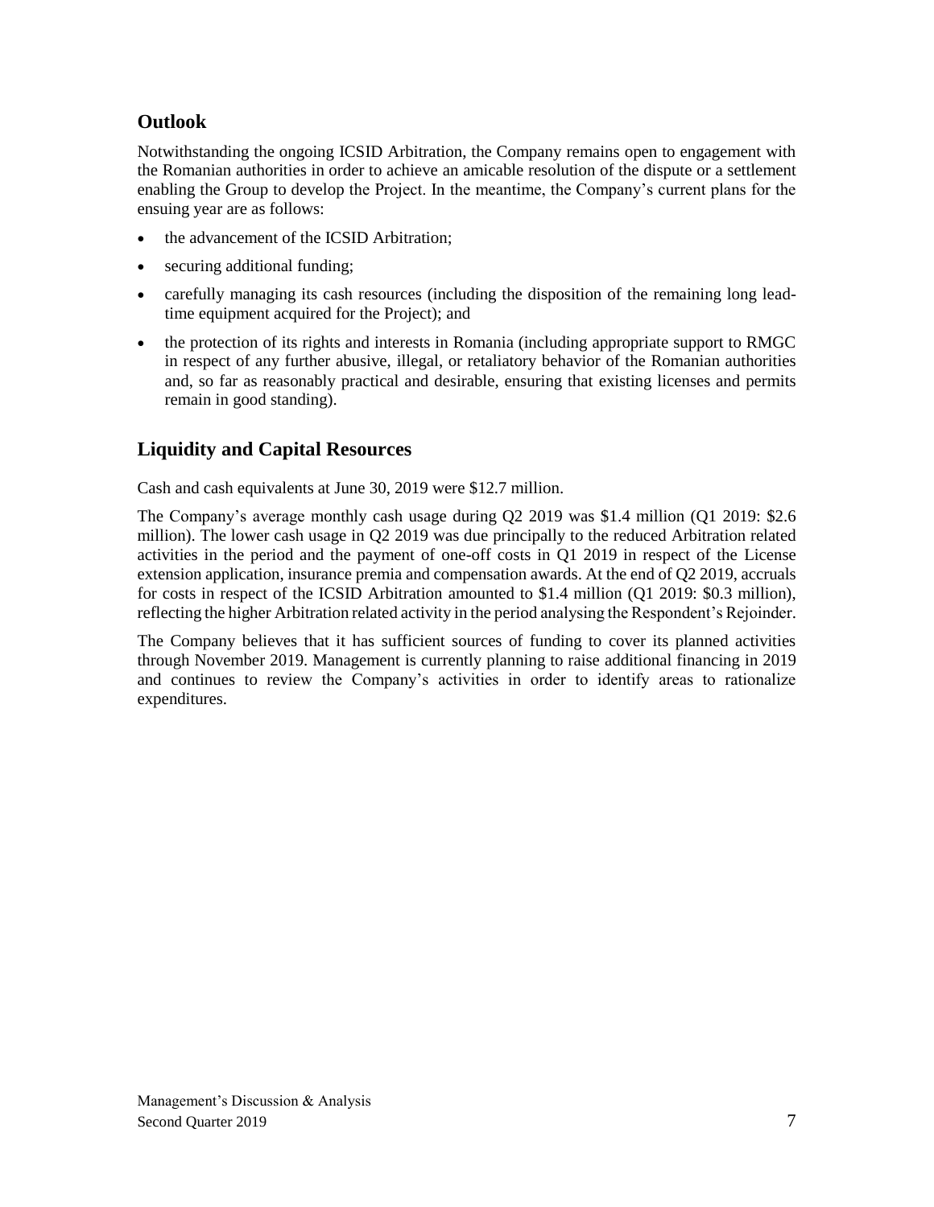## Outlook

Notwithstanding the ongoing ICSID Arbitration, the Company remains open to engagement with the Romanian authorities in order to achieve an amicable resolution of the dispute or a settlement enabling the Group to develop the Project. In the meantime, the Company's current plans for the ensuing year are as follows:

- the advancement of the ICSID Arbitration;
- securing additional funding;
- carefully managing its cash resources (including the disposition of the remaining long lead-time equipment acquired for the Project); and
- the protection of its rights and interests in Romania (including appropriate support to RMGC in respect of any further abusive, illegal, or retaliatory behavior of the Romanian authorities and, so far as reasonably practical and desirable, ensuring that existing licenses and permits remain in good standing).

## Liquidity and Capital Resources

Cash and cash equivalents at June 30, 2019 were $12.7 million.

The Company's average monthly cash usage during Q2 2019 was $1.4 million (Q1 2019: $2.6 million). The lower cash usage in Q2 2019 was due principally to the reduced Arbitration related activities in the period and the payment of one-off costs in Q1 2019 in respect of the License extension application, insurance premia and compensation awards. At the end of Q2 2019, accruals for costs in respect of the ICSID Arbitration amounted to $1.4 million (Q1 2019: $0.3 million), reflecting the higher Arbitration related activity in the period analysing the Respondent's Rejoinder.

The Company believes that it has sufficient sources of funding to cover its planned activities through November 2019. Management is currently planning to raise additional financing in 2019 and continues to review the Company's activities in order to identify areas to rationalize expenditures.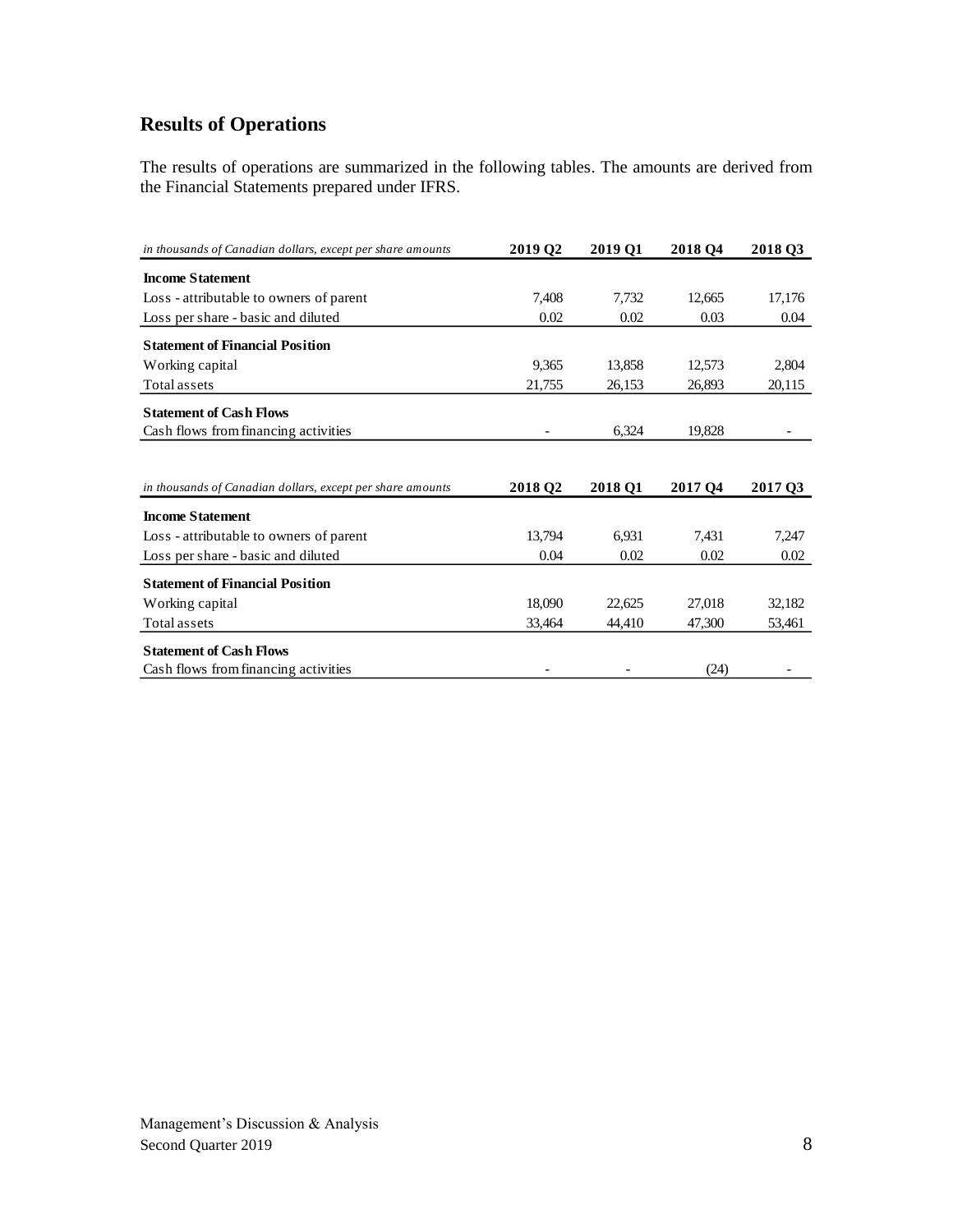## Results of Operations

The results of operations are summarized in the following tables. The amounts are derived from the Financial Statements prepared under IFRS.

| *in thousands of Canadian dollars, except per share amounts* | 2019 Q2 | 2019 Q1 | 2018 Q4 | 2018 Q3 |
|---|---|---|---|---|
| **Income Statement** | | | | |
| Loss - attributable to owners of parent | 7,408 | 7,732 | 12,665 | 17,176 |
| Loss per share - basic and diluted | 0.02 | 0.02 | 0.03 | 0.04 |
| **Statement of Financial Position** | | | | |
| Working capital | 9,365 | 13,858 | 12,573 | 2,804 |
| Total assets | 21,755 | 26,153 | 26,893 | 20,115 |
| **Statement of Cash Flows** | | | | |
| Cash flows from financing activities | - | 6,324 | 19,828 | - |

| *in thousands of Canadian dollars, except per share amounts* | 2018 Q2 | 2018 Q1 | 2017 Q4 | 2017 Q3 |
|---|---|---|---|---|
| **Income Statement** | | | | |
| Loss - attributable to owners of parent | 13,794 | 6,931 | 7,431 | 7,247 |
| Loss per share - basic and diluted | 0.04 | 0.02 | 0.02 | 0.02 |
| **Statement of Financial Position** | | | | |
| Working capital | 18,090 | 22,625 | 27,018 | 32,182 |
| Total assets | 33,464 | 44,410 | 47,300 | 53,461 |
| **Statement of Cash Flows** | | | | |
| Cash flows from financing activities | - | - | (24) | - |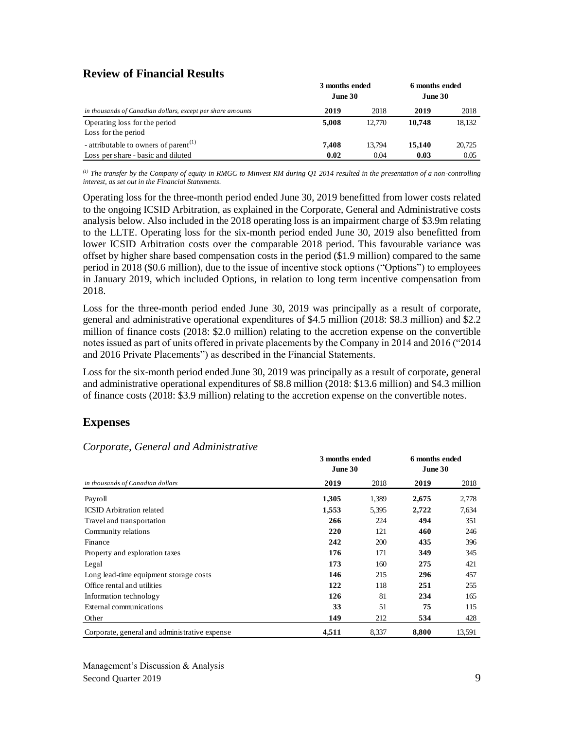## Review of Financial Results

| *in thousands of Canadian dollars, except per share amounts* | 3 months ended June 30 | | 6 months ended June 30 | |
|---|---|---|---|---|
| | **2019** | 2018 | **2019** | 2018 |
| Operating loss for the period | **5,008** | 12,770 | **10,748** | 18,132 |
| Loss for the period | | | | |
| - attributable to owners of parent[(1)] | **7,408** | 13,794 | **15,140** | 20,725 |
| Loss per share - basic and diluted | **0.02** | 0.04 | **0.03** | 0.05 |

*[(1)] The transfer by the Company of equity in RMGC to Minvest RM during Q1 2014 resulted in the presentation of a non-controlling interest, as set out in the Financial Statements.*

Operating loss for the three-month period ended June 30, 2019 benefitted from lower costs related to the ongoing ICSID Arbitration, as explained in the Corporate, General and Administrative costs analysis below. Also included in the 2018 operating loss is an impairment charge of $3.9m relating to the LLTE. Operating loss for the six-month period ended June 30, 2019 also benefitted from lower ICSID Arbitration costs over the comparable 2018 period. This favourable variance was offset by higher share based compensation costs in the period ($1.9 million) compared to the same period in 2018 ($0.6 million), due to the issue of incentive stock options ("Options") to employees in January 2019, which included Options, in relation to long term incentive compensation from 2018.

Loss for the three-month period ended June 30, 2019 was principally as a result of corporate, general and administrative operational expenditures of $4.5 million (2018: $8.3 million) and $2.2 million of finance costs (2018: $2.0 million) relating to the accretion expense on the convertible notes issued as part of units offered in private placements by the Company in 2014 and 2016 ("2014 and 2016 Private Placements") as described in the Financial Statements.

Loss for the six-month period ended June 30, 2019 was principally as a result of corporate, general and administrative operational expenditures of $8.8 million (2018: $13.6 million) and $4.3 million of finance costs (2018: $3.9 million) relating to the accretion expense on the convertible notes.

## Expenses

### *Corporate, General and Administrative*

| *in thousands of Canadian dollars* | 3 months ended June 30 | | 6 months ended June 30 | |
|---|---|---|---|---|
| | **2019** | 2018 | **2019** | 2018 |
| Payroll | **1,305** | 1,389 | **2,675** | 2,778 |
| ICSID Arbitration related | **1,553** | 5,395 | **2,722** | 7,634 |
| Travel and transportation | **266** | 224 | **494** | 351 |
| Community relations | **220** | 121 | **460** | 246 |
| Finance | **242** | 200 | **435** | 396 |
| Property and exploration taxes | **176** | 171 | **349** | 345 |
| Legal | **173** | 160 | **275** | 421 |
| Long lead-time equipment storage costs | **146** | 215 | **296** | 457 |
| Office rental and utilities | **122** | 118 | **251** | 255 |
| Information technology | **126** | 81 | **234** | 165 |
| External communications | **33** | 51 | **75** | 115 |
| Other | **149** | 212 | **534** | 428 |
| Corporate, general and administrative expense | **4,511** | 8,337 | **8,800** | 13,591 |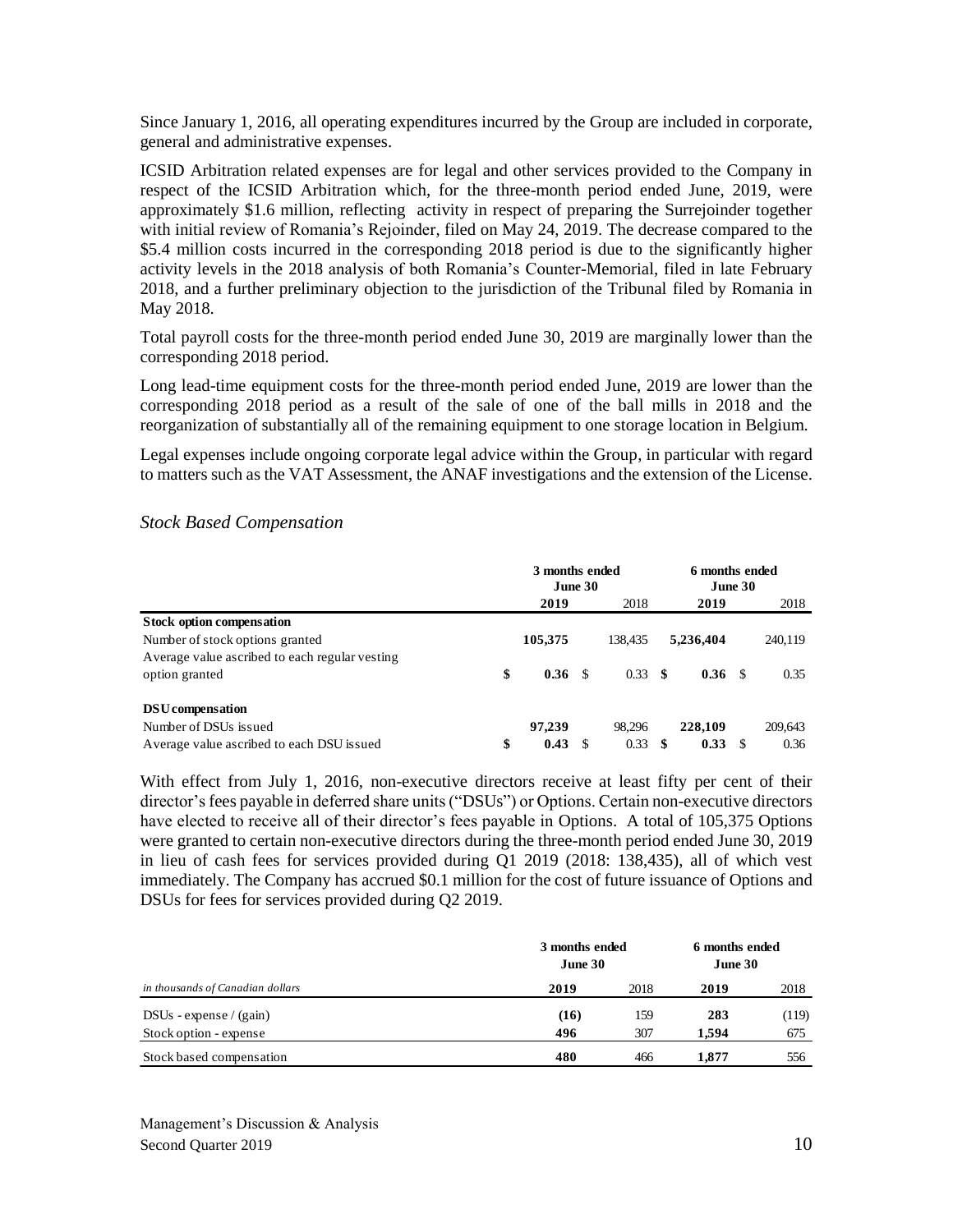Since January 1, 2016, all operating expenditures incurred by the Group are included in corporate, general and administrative expenses.

ICSID Arbitration related expenses are for legal and other services provided to the Company in respect of the ICSID Arbitration which, for the three-month period ended June, 2019, were approximately \$1.6 million, reflecting activity in respect of preparing the Surrejoinder together with initial review of Romania's Rejoinder, filed on May 24, 2019. The decrease compared to the \$5.4 million costs incurred in the corresponding 2018 period is due to the significantly higher activity levels in the 2018 analysis of both Romania's Counter-Memorial, filed in late February 2018, and a further preliminary objection to the jurisdiction of the Tribunal filed by Romania in May 2018.

Total payroll costs for the three-month period ended June 30, 2019 are marginally lower than the corresponding 2018 period.

Long lead-time equipment costs for the three-month period ended June, 2019 are lower than the corresponding 2018 period as a result of the sale of one of the ball mills in 2018 and the reorganization of substantially all of the remaining equipment to one storage location in Belgium.

Legal expenses include ongoing corporate legal advice within the Group, in particular with regard to matters such as the VAT Assessment, the ANAF investigations and the extension of the License.

### *Stock Based Compensation*

| | 3 months ended June 30 | | 6 months ended June 30 | |
|---|---|---|---|---|
| | **2019** | 2018 | **2019** | 2018 |
| **Stock option compensation** | | | | |
| Number of stock options granted | **105,375** | 138,435 | **5,236,404** | 240,119 |
| Average value ascribed to each regular vesting option granted | **\$ 0.36** | \$ 0.33 | **\$ 0.36** | \$ 0.35 |
| **DSU compensation** | | | | |
| Number of DSUs issued | **97,239** | 98,296 | **228,109** | 209,643 |
| Average value ascribed to each DSU issued | **\$ 0.43** | \$ 0.33 | **\$ 0.33** | \$ 0.36 |

With effect from July 1, 2016, non-executive directors receive at least fifty per cent of their director's fees payable in deferred share units ("DSUs") or Options. Certain non-executive directors have elected to receive all of their director's fees payable in Options. A total of 105,375 Options were granted to certain non-executive directors during the three-month period ended June 30, 2019 in lieu of cash fees for services provided during Q1 2019 (2018: 138,435), all of which vest immediately. The Company has accrued \$0.1 million for the cost of future issuance of Options and DSUs for fees for services provided during Q2 2019.

| | 3 months ended June 30 | | 6 months ended June 30 | |
|---|---|---|---|---|
| *in thousands of Canadian dollars* | **2019** | 2018 | **2019** | 2018 |
| DSUs - expense / (gain) | **(16)** | 159 | **283** | (119) |
| Stock option - expense | **496** | 307 | **1,594** | 675 |
| Stock based compensation | **480** | 466 | **1,877** | 556 |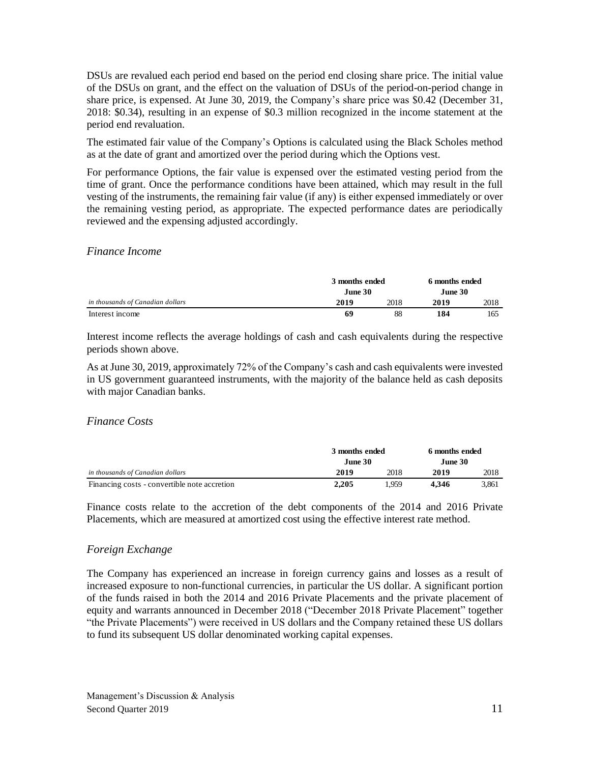DSUs are revalued each period end based on the period end closing share price. The initial value of the DSUs on grant, and the effect on the valuation of DSUs of the period-on-period change in share price, is expensed. At June 30, 2019, the Company's share price was $0.42 (December 31, 2018: $0.34), resulting in an expense of $0.3 million recognized in the income statement at the period end revaluation.

The estimated fair value of the Company's Options is calculated using the Black Scholes method as at the date of grant and amortized over the period during which the Options vest.

For performance Options, the fair value is expensed over the estimated vesting period from the time of grant. Once the performance conditions have been attained, which may result in the full vesting of the instruments, the remaining fair value (if any) is either expensed immediately or over the remaining vesting period, as appropriate. The expected performance dates are periodically reviewed and the expensing adjusted accordingly.

### *Finance Income*

| | **3 months ended June 30** | | **6 months ended June 30** | |
|---|---|---|---|---|
| *in thousands of Canadian dollars* | **2019** | 2018 | **2019** | 2018 |
| Interest income | **69** | 88 | **184** | 165 |

Interest income reflects the average holdings of cash and cash equivalents during the respective periods shown above.

As at June 30, 2019, approximately 72% of the Company's cash and cash equivalents were invested in US government guaranteed instruments, with the majority of the balance held as cash deposits with major Canadian banks.

### *Finance Costs*

| | **3 months ended June 30** | | **6 months ended June 30** | |
|---|---|---|---|---|
| *in thousands of Canadian dollars* | **2019** | 2018 | **2019** | 2018 |
| Financing costs - convertible note accretion | **2,205** | 1,959 | **4,346** | 3,861 |

Finance costs relate to the accretion of the debt components of the 2014 and 2016 Private Placements, which are measured at amortized cost using the effective interest rate method.

### *Foreign Exchange*

The Company has experienced an increase in foreign currency gains and losses as a result of increased exposure to non-functional currencies, in particular the US dollar. A significant portion of the funds raised in both the 2014 and 2016 Private Placements and the private placement of equity and warrants announced in December 2018 ("December 2018 Private Placement" together "the Private Placements") were received in US dollars and the Company retained these US dollars to fund its subsequent US dollar denominated working capital expenses.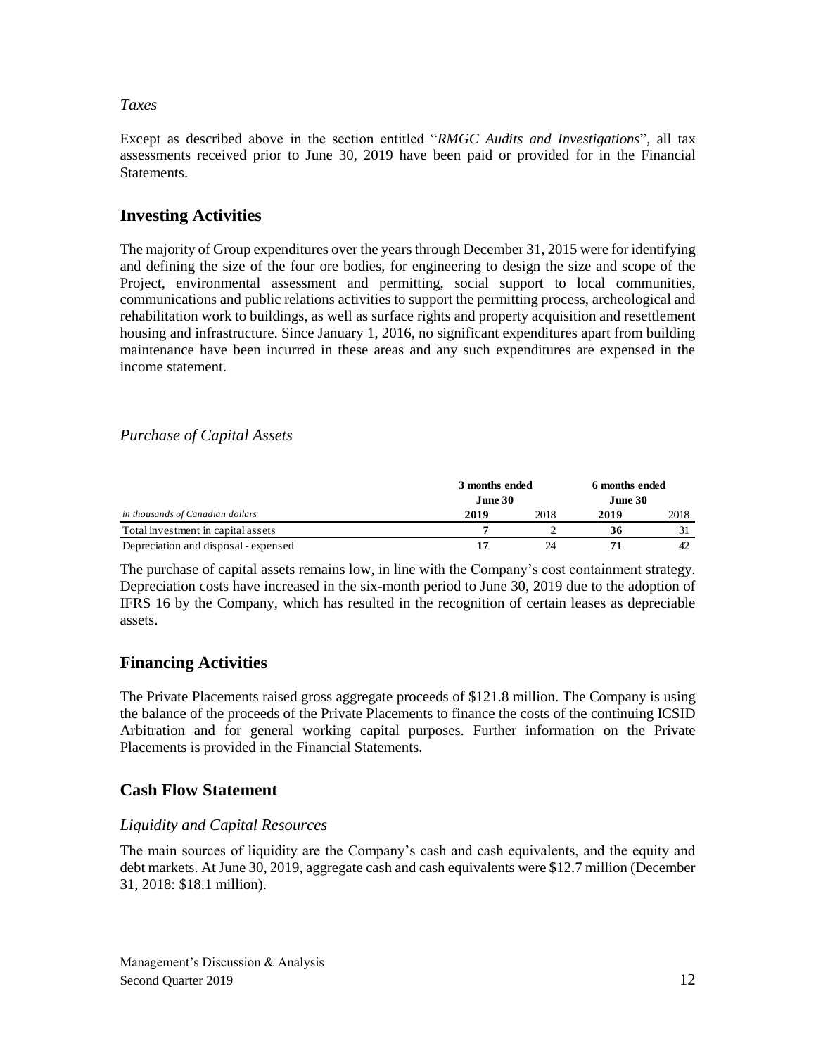*Taxes*

Except as described above in the section entitled "*RMGC Audits and Investigations*", all tax assessments received prior to June 30, 2019 have been paid or provided for in the Financial Statements.

## Investing Activities

The majority of Group expenditures over the years through December 31, 2015 were for identifying and defining the size of the four ore bodies, for engineering to design the size and scope of the Project, environmental assessment and permitting, social support to local communities, communications and public relations activities to support the permitting process, archeological and rehabilitation work to buildings, as well as surface rights and property acquisition and resettlement housing and infrastructure. Since January 1, 2016, no significant expenditures apart from building maintenance have been incurred in these areas and any such expenditures are expensed in the income statement.

### *Purchase of Capital Assets*

| | 3 months ended June 30 | | 6 months ended June 30 | |
|---|---|---|---|---|
| *in thousands of Canadian dollars* | **2019** | 2018 | **2019** | 2018 |
| Total investment in capital assets | **7** | 2 | **36** | 31 |
| Depreciation and disposal - expensed | **17** | 24 | **71** | 42 |

The purchase of capital assets remains low, in line with the Company's cost containment strategy. Depreciation costs have increased in the six-month period to June 30, 2019 due to the adoption of IFRS 16 by the Company, which has resulted in the recognition of certain leases as depreciable assets.

## Financing Activities

The Private Placements raised gross aggregate proceeds of $121.8 million. The Company is using the balance of the proceeds of the Private Placements to finance the costs of the continuing ICSID Arbitration and for general working capital purposes. Further information on the Private Placements is provided in the Financial Statements.

## Cash Flow Statement

### *Liquidity and Capital Resources*

The main sources of liquidity are the Company's cash and cash equivalents, and the equity and debt markets. At June 30, 2019, aggregate cash and cash equivalents were $12.7 million (December 31, 2018: $18.1 million).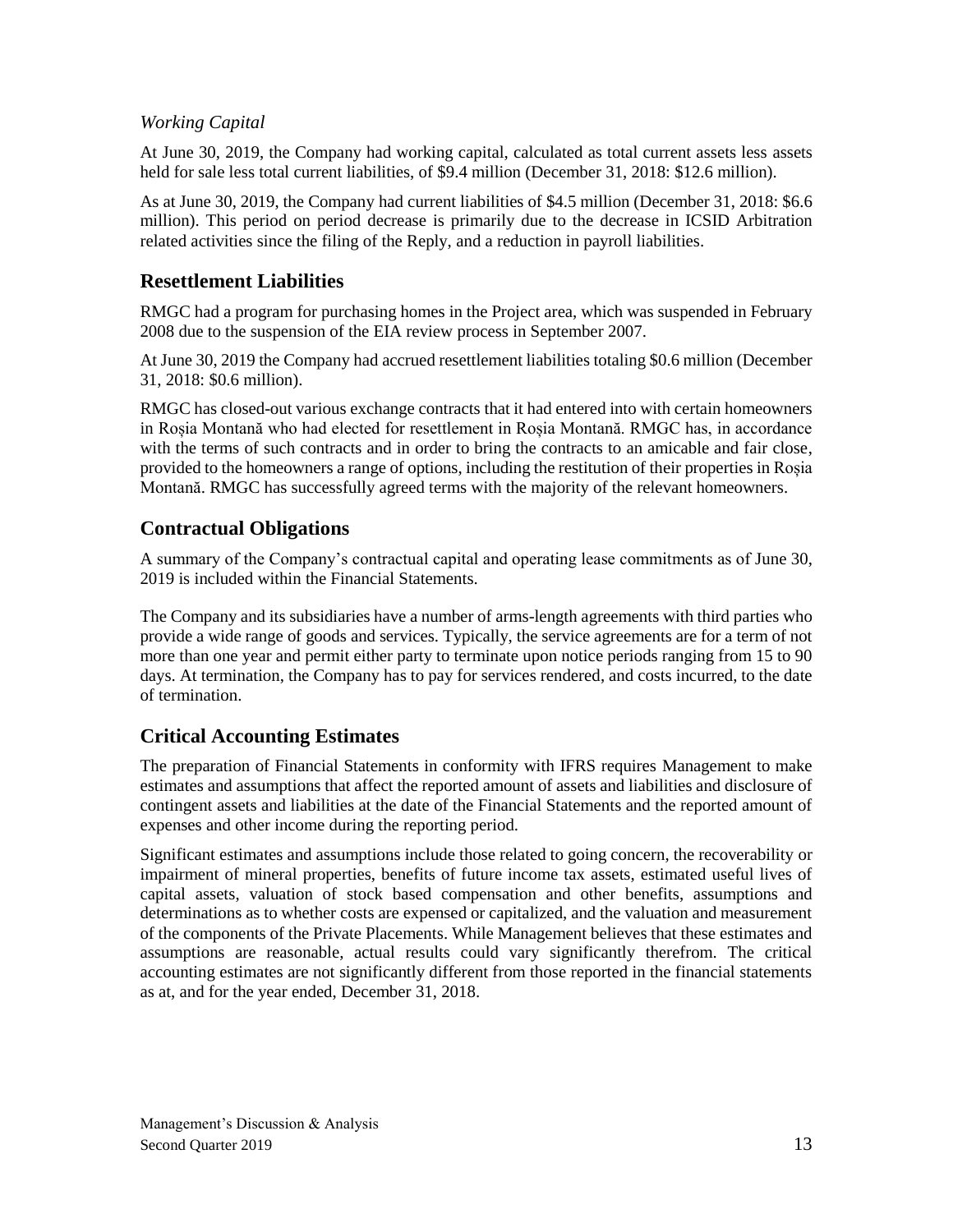*Working Capital*

At June 30, 2019, the Company had working capital, calculated as total current assets less assets held for sale less total current liabilities, of $9.4 million (December 31, 2018: $12.6 million).

As at June 30, 2019, the Company had current liabilities of $4.5 million (December 31, 2018: $6.6 million). This period on period decrease is primarily due to the decrease in ICSID Arbitration related activities since the filing of the Reply, and a reduction in payroll liabilities.

## Resettlement Liabilities

RMGC had a program for purchasing homes in the Project area, which was suspended in February 2008 due to the suspension of the EIA review process in September 2007.

At June 30, 2019 the Company had accrued resettlement liabilities totaling $0.6 million (December 31, 2018: $0.6 million).

RMGC has closed-out various exchange contracts that it had entered into with certain homeowners in Roșia Montană who had elected for resettlement in Roșia Montană. RMGC has, in accordance with the terms of such contracts and in order to bring the contracts to an amicable and fair close, provided to the homeowners a range of options, including the restitution of their properties in Roșia Montană. RMGC has successfully agreed terms with the majority of the relevant homeowners.

## Contractual Obligations

A summary of the Company's contractual capital and operating lease commitments as of June 30, 2019 is included within the Financial Statements.

The Company and its subsidiaries have a number of arms-length agreements with third parties who provide a wide range of goods and services. Typically, the service agreements are for a term of not more than one year and permit either party to terminate upon notice periods ranging from 15 to 90 days. At termination, the Company has to pay for services rendered, and costs incurred, to the date of termination.

## Critical Accounting Estimates

The preparation of Financial Statements in conformity with IFRS requires Management to make estimates and assumptions that affect the reported amount of assets and liabilities and disclosure of contingent assets and liabilities at the date of the Financial Statements and the reported amount of expenses and other income during the reporting period.

Significant estimates and assumptions include those related to going concern, the recoverability or impairment of mineral properties, benefits of future income tax assets, estimated useful lives of capital assets, valuation of stock based compensation and other benefits, assumptions and determinations as to whether costs are expensed or capitalized, and the valuation and measurement of the components of the Private Placements. While Management believes that these estimates and assumptions are reasonable, actual results could vary significantly therefrom. The critical accounting estimates are not significantly different from those reported in the financial statements as at, and for the year ended, December 31, 2018.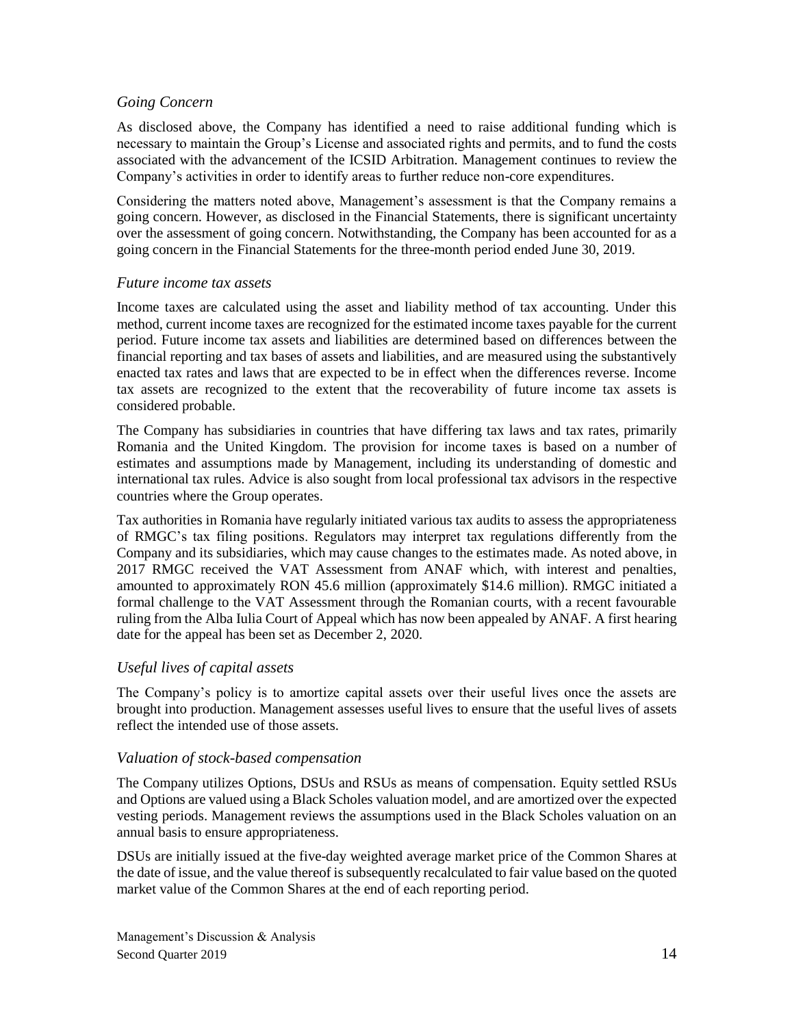### *Going Concern*

As disclosed above, the Company has identified a need to raise additional funding which is necessary to maintain the Group's License and associated rights and permits, and to fund the costs associated with the advancement of the ICSID Arbitration. Management continues to review the Company's activities in order to identify areas to further reduce non-core expenditures.

Considering the matters noted above, Management's assessment is that the Company remains a going concern. However, as disclosed in the Financial Statements, there is significant uncertainty over the assessment of going concern. Notwithstanding, the Company has been accounted for as a going concern in the Financial Statements for the three-month period ended June 30, 2019.

### *Future income tax assets*

Income taxes are calculated using the asset and liability method of tax accounting. Under this method, current income taxes are recognized for the estimated income taxes payable for the current period. Future income tax assets and liabilities are determined based on differences between the financial reporting and tax bases of assets and liabilities, and are measured using the substantively enacted tax rates and laws that are expected to be in effect when the differences reverse. Income tax assets are recognized to the extent that the recoverability of future income tax assets is considered probable.

The Company has subsidiaries in countries that have differing tax laws and tax rates, primarily Romania and the United Kingdom. The provision for income taxes is based on a number of estimates and assumptions made by Management, including its understanding of domestic and international tax rules. Advice is also sought from local professional tax advisors in the respective countries where the Group operates.

Tax authorities in Romania have regularly initiated various tax audits to assess the appropriateness of RMGC's tax filing positions. Regulators may interpret tax regulations differently from the Company and its subsidiaries, which may cause changes to the estimates made. As noted above, in 2017 RMGC received the VAT Assessment from ANAF which, with interest and penalties, amounted to approximately RON 45.6 million (approximately $14.6 million). RMGC initiated a formal challenge to the VAT Assessment through the Romanian courts, with a recent favourable ruling from the Alba Iulia Court of Appeal which has now been appealed by ANAF. A first hearing date for the appeal has been set as December 2, 2020.

### *Useful lives of capital assets*

The Company's policy is to amortize capital assets over their useful lives once the assets are brought into production. Management assesses useful lives to ensure that the useful lives of assets reflect the intended use of those assets.

### *Valuation of stock-based compensation*

The Company utilizes Options, DSUs and RSUs as means of compensation. Equity settled RSUs and Options are valued using a Black Scholes valuation model, and are amortized over the expected vesting periods. Management reviews the assumptions used in the Black Scholes valuation on an annual basis to ensure appropriateness.

DSUs are initially issued at the five-day weighted average market price of the Common Shares at the date of issue, and the value thereof is subsequently recalculated to fair value based on the quoted market value of the Common Shares at the end of each reporting period.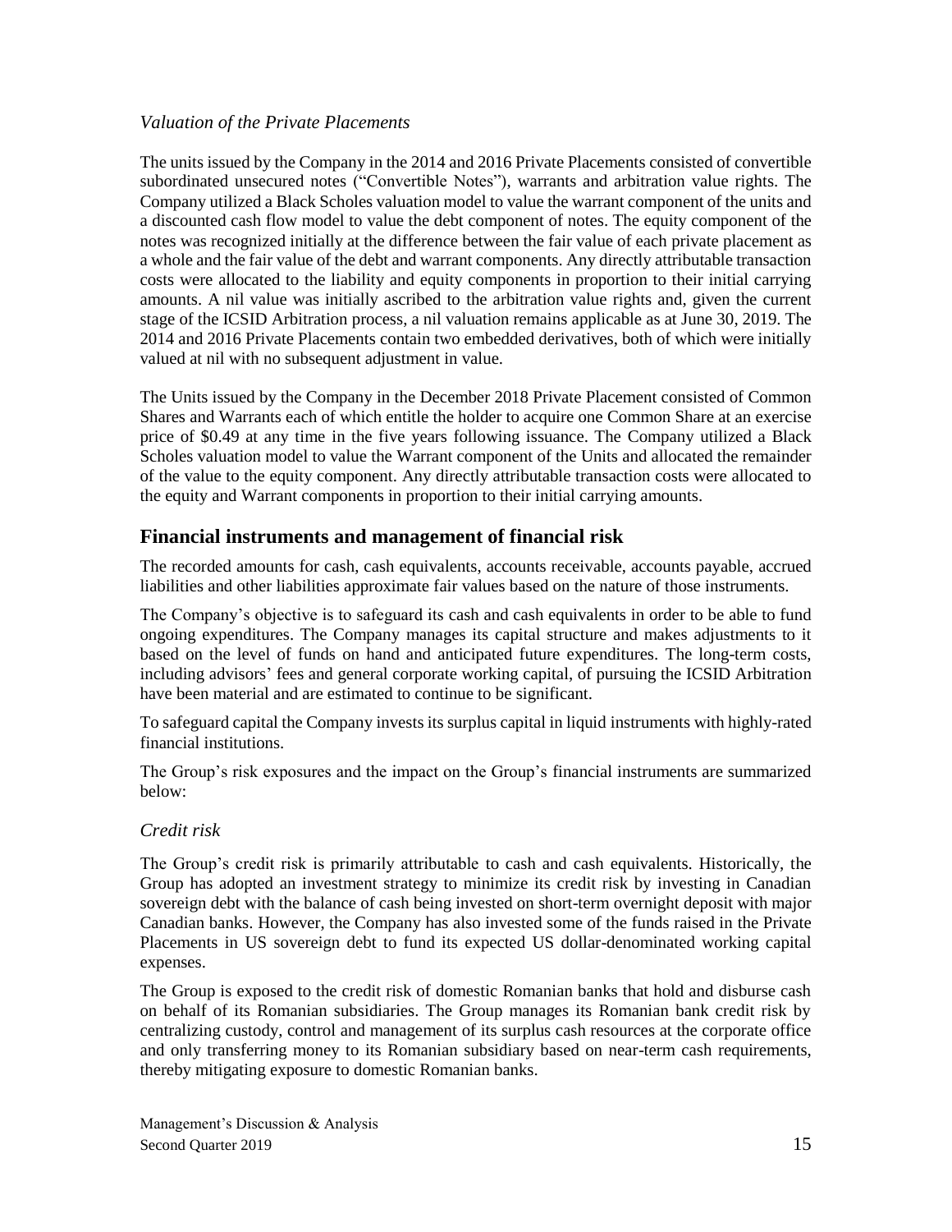### *Valuation of the Private Placements*

The units issued by the Company in the 2014 and 2016 Private Placements consisted of convertible subordinated unsecured notes ("Convertible Notes"), warrants and arbitration value rights. The Company utilized a Black Scholes valuation model to value the warrant component of the units and a discounted cash flow model to value the debt component of notes. The equity component of the notes was recognized initially at the difference between the fair value of each private placement as a whole and the fair value of the debt and warrant components. Any directly attributable transaction costs were allocated to the liability and equity components in proportion to their initial carrying amounts. A nil value was initially ascribed to the arbitration value rights and, given the current stage of the ICSID Arbitration process, a nil valuation remains applicable as at June 30, 2019. The 2014 and 2016 Private Placements contain two embedded derivatives, both of which were initially valued at nil with no subsequent adjustment in value.

The Units issued by the Company in the December 2018 Private Placement consisted of Common Shares and Warrants each of which entitle the holder to acquire one Common Share at an exercise price of $0.49 at any time in the five years following issuance. The Company utilized a Black Scholes valuation model to value the Warrant component of the Units and allocated the remainder of the value to the equity component. Any directly attributable transaction costs were allocated to the equity and Warrant components in proportion to their initial carrying amounts.

## Financial instruments and management of financial risk

The recorded amounts for cash, cash equivalents, accounts receivable, accounts payable, accrued liabilities and other liabilities approximate fair values based on the nature of those instruments.

The Company's objective is to safeguard its cash and cash equivalents in order to be able to fund ongoing expenditures. The Company manages its capital structure and makes adjustments to it based on the level of funds on hand and anticipated future expenditures. The long-term costs, including advisors' fees and general corporate working capital, of pursuing the ICSID Arbitration have been material and are estimated to continue to be significant.

To safeguard capital the Company invests its surplus capital in liquid instruments with highly-rated financial institutions.

The Group's risk exposures and the impact on the Group's financial instruments are summarized below:

### *Credit risk*

The Group's credit risk is primarily attributable to cash and cash equivalents. Historically, the Group has adopted an investment strategy to minimize its credit risk by investing in Canadian sovereign debt with the balance of cash being invested on short-term overnight deposit with major Canadian banks. However, the Company has also invested some of the funds raised in the Private Placements in US sovereign debt to fund its expected US dollar-denominated working capital expenses.

The Group is exposed to the credit risk of domestic Romanian banks that hold and disburse cash on behalf of its Romanian subsidiaries. The Group manages its Romanian bank credit risk by centralizing custody, control and management of its surplus cash resources at the corporate office and only transferring money to its Romanian subsidiary based on near-term cash requirements, thereby mitigating exposure to domestic Romanian banks.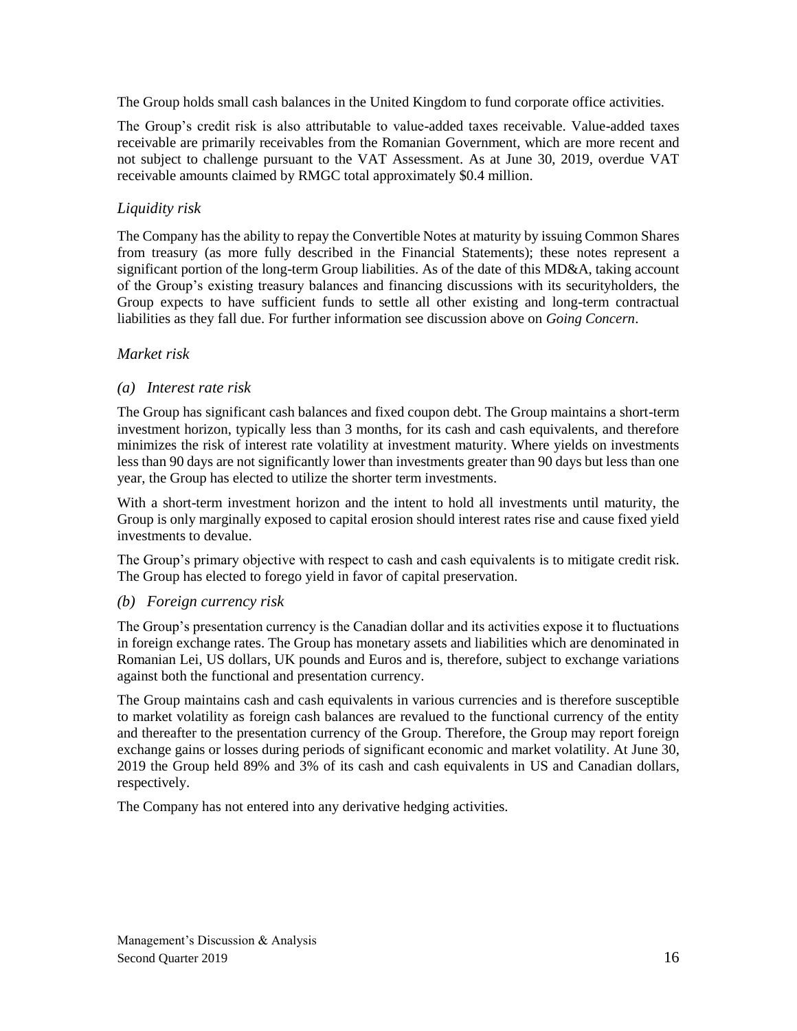The Group holds small cash balances in the United Kingdom to fund corporate office activities.

The Group's credit risk is also attributable to value-added taxes receivable. Value-added taxes receivable are primarily receivables from the Romanian Government, which are more recent and not subject to challenge pursuant to the VAT Assessment. As at June 30, 2019, overdue VAT receivable amounts claimed by RMGC total approximately $0.4 million.

### *Liquidity risk*

The Company has the ability to repay the Convertible Notes at maturity by issuing Common Shares from treasury (as more fully described in the Financial Statements); these notes represent a significant portion of the long-term Group liabilities. As of the date of this MD&A, taking account of the Group's existing treasury balances and financing discussions with its securityholders, the Group expects to have sufficient funds to settle all other existing and long-term contractual liabilities as they fall due. For further information see discussion above on *Going Concern*.

### *Market risk*

#### *(a) Interest rate risk*

The Group has significant cash balances and fixed coupon debt. The Group maintains a short-term investment horizon, typically less than 3 months, for its cash and cash equivalents, and therefore minimizes the risk of interest rate volatility at investment maturity. Where yields on investments less than 90 days are not significantly lower than investments greater than 90 days but less than one year, the Group has elected to utilize the shorter term investments.

With a short-term investment horizon and the intent to hold all investments until maturity, the Group is only marginally exposed to capital erosion should interest rates rise and cause fixed yield investments to devalue.

The Group's primary objective with respect to cash and cash equivalents is to mitigate credit risk. The Group has elected to forego yield in favor of capital preservation.

#### *(b) Foreign currency risk*

The Group's presentation currency is the Canadian dollar and its activities expose it to fluctuations in foreign exchange rates. The Group has monetary assets and liabilities which are denominated in Romanian Lei, US dollars, UK pounds and Euros and is, therefore, subject to exchange variations against both the functional and presentation currency.

The Group maintains cash and cash equivalents in various currencies and is therefore susceptible to market volatility as foreign cash balances are revalued to the functional currency of the entity and thereafter to the presentation currency of the Group. Therefore, the Group may report foreign exchange gains or losses during periods of significant economic and market volatility. At June 30, 2019 the Group held 89% and 3% of its cash and cash equivalents in US and Canadian dollars, respectively.

The Company has not entered into any derivative hedging activities.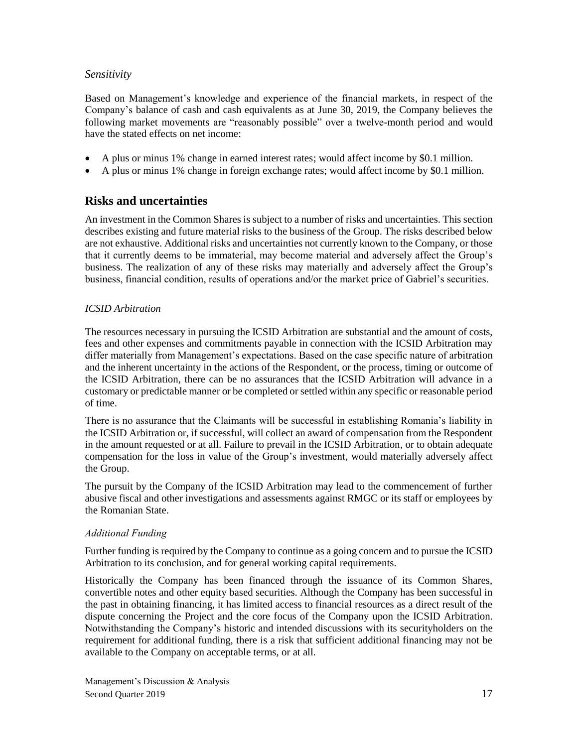*Sensitivity*

Based on Management's knowledge and experience of the financial markets, in respect of the Company's balance of cash and cash equivalents as at June 30, 2019, the Company believes the following market movements are "reasonably possible" over a twelve-month period and would have the stated effects on net income:

- A plus or minus 1% change in earned interest rates; would affect income by \$0.1 million.
- A plus or minus 1% change in foreign exchange rates; would affect income by \$0.1 million.

## Risks and uncertainties

An investment in the Common Shares is subject to a number of risks and uncertainties. This section describes existing and future material risks to the business of the Group. The risks described below are not exhaustive. Additional risks and uncertainties not currently known to the Company, or those that it currently deems to be immaterial, may become material and adversely affect the Group's business. The realization of any of these risks may materially and adversely affect the Group's business, financial condition, results of operations and/or the market price of Gabriel's securities.

*ICSID Arbitration*

The resources necessary in pursuing the ICSID Arbitration are substantial and the amount of costs, fees and other expenses and commitments payable in connection with the ICSID Arbitration may differ materially from Management's expectations. Based on the case specific nature of arbitration and the inherent uncertainty in the actions of the Respondent, or the process, timing or outcome of the ICSID Arbitration, there can be no assurances that the ICSID Arbitration will advance in a customary or predictable manner or be completed or settled within any specific or reasonable period of time.

There is no assurance that the Claimants will be successful in establishing Romania's liability in the ICSID Arbitration or, if successful, will collect an award of compensation from the Respondent in the amount requested or at all. Failure to prevail in the ICSID Arbitration, or to obtain adequate compensation for the loss in value of the Group's investment, would materially adversely affect the Group.

The pursuit by the Company of the ICSID Arbitration may lead to the commencement of further abusive fiscal and other investigations and assessments against RMGC or its staff or employees by the Romanian State.

*Additional Funding*

Further funding is required by the Company to continue as a going concern and to pursue the ICSID Arbitration to its conclusion, and for general working capital requirements.

Historically the Company has been financed through the issuance of its Common Shares, convertible notes and other equity based securities. Although the Company has been successful in the past in obtaining financing, it has limited access to financial resources as a direct result of the dispute concerning the Project and the core focus of the Company upon the ICSID Arbitration. Notwithstanding the Company's historic and intended discussions with its securityholders on the requirement for additional funding, there is a risk that sufficient additional financing may not be available to the Company on acceptable terms, or at all.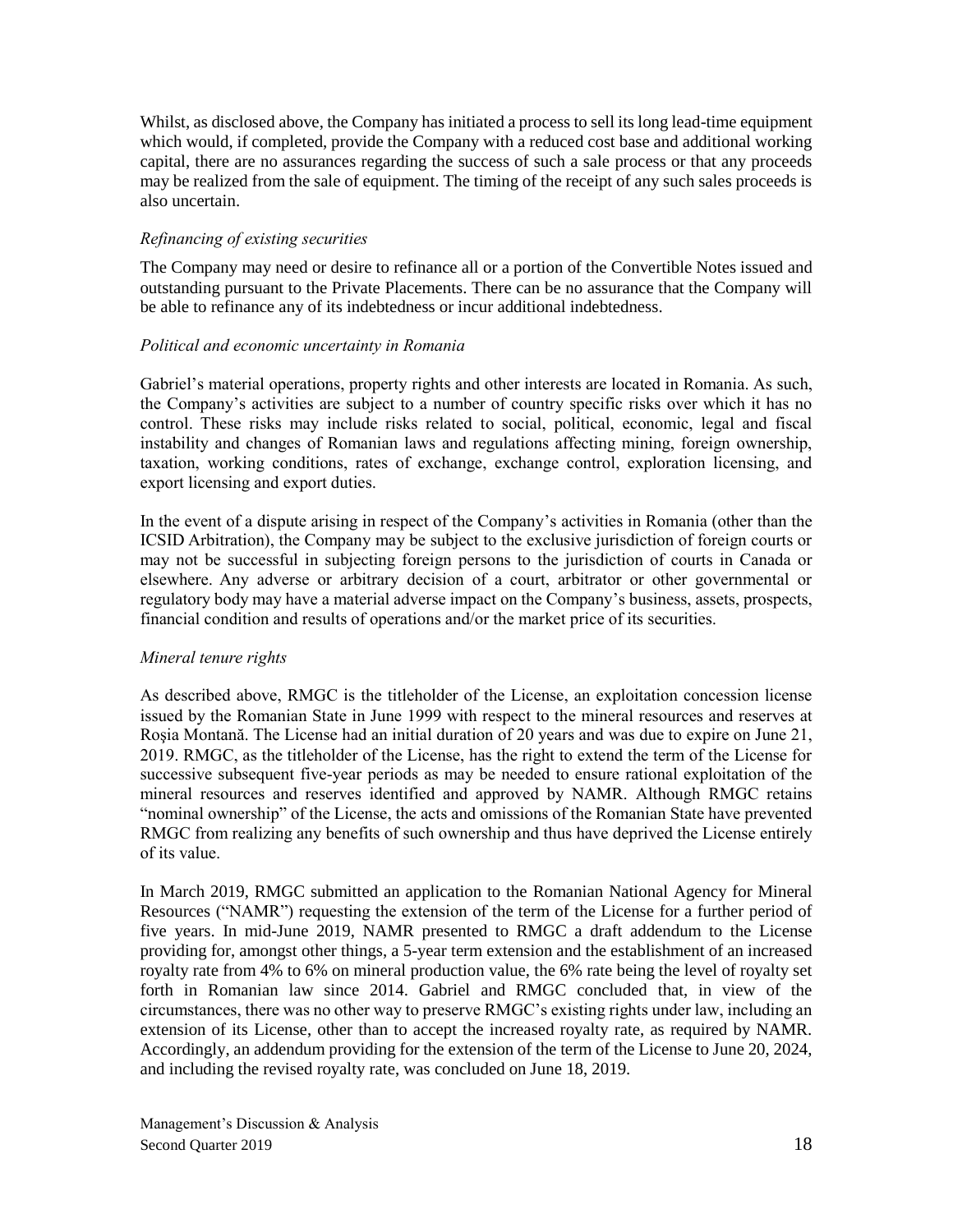Whilst, as disclosed above, the Company has initiated a process to sell its long lead-time equipment which would, if completed, provide the Company with a reduced cost base and additional working capital, there are no assurances regarding the success of such a sale process or that any proceeds may be realized from the sale of equipment. The timing of the receipt of any such sales proceeds is also uncertain.

*Refinancing of existing securities*

The Company may need or desire to refinance all or a portion of the Convertible Notes issued and outstanding pursuant to the Private Placements. There can be no assurance that the Company will be able to refinance any of its indebtedness or incur additional indebtedness.

*Political and economic uncertainty in Romania*

Gabriel's material operations, property rights and other interests are located in Romania. As such, the Company's activities are subject to a number of country specific risks over which it has no control. These risks may include risks related to social, political, economic, legal and fiscal instability and changes of Romanian laws and regulations affecting mining, foreign ownership, taxation, working conditions, rates of exchange, exchange control, exploration licensing, and export licensing and export duties.

In the event of a dispute arising in respect of the Company's activities in Romania (other than the ICSID Arbitration), the Company may be subject to the exclusive jurisdiction of foreign courts or may not be successful in subjecting foreign persons to the jurisdiction of courts in Canada or elsewhere. Any adverse or arbitrary decision of a court, arbitrator or other governmental or regulatory body may have a material adverse impact on the Company's business, assets, prospects, financial condition and results of operations and/or the market price of its securities.

*Mineral tenure rights*

As described above, RMGC is the titleholder of the License, an exploitation concession license issued by the Romanian State in June 1999 with respect to the mineral resources and reserves at Roşia Montană. The License had an initial duration of 20 years and was due to expire on June 21, 2019. RMGC, as the titleholder of the License, has the right to extend the term of the License for successive subsequent five-year periods as may be needed to ensure rational exploitation of the mineral resources and reserves identified and approved by NAMR. Although RMGC retains "nominal ownership" of the License, the acts and omissions of the Romanian State have prevented RMGC from realizing any benefits of such ownership and thus have deprived the License entirely of its value.

In March 2019, RMGC submitted an application to the Romanian National Agency for Mineral Resources ("NAMR") requesting the extension of the term of the License for a further period of five years. In mid-June 2019, NAMR presented to RMGC a draft addendum to the License providing for, amongst other things, a 5-year term extension and the establishment of an increased royalty rate from 4% to 6% on mineral production value, the 6% rate being the level of royalty set forth in Romanian law since 2014. Gabriel and RMGC concluded that, in view of the circumstances, there was no other way to preserve RMGC's existing rights under law, including an extension of its License, other than to accept the increased royalty rate, as required by NAMR. Accordingly, an addendum providing for the extension of the term of the License to June 20, 2024, and including the revised royalty rate, was concluded on June 18, 2019.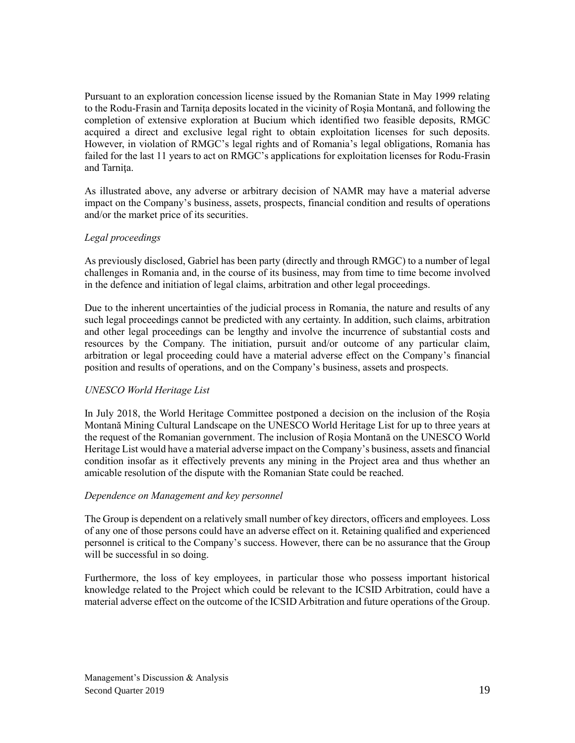Pursuant to an exploration concession license issued by the Romanian State in May 1999 relating to the Rodu-Frasin and Tarniţa deposits located in the vicinity of Roşia Montană, and following the completion of extensive exploration at Bucium which identified two feasible deposits, RMGC acquired a direct and exclusive legal right to obtain exploitation licenses for such deposits. However, in violation of RMGC's legal rights and of Romania's legal obligations, Romania has failed for the last 11 years to act on RMGC's applications for exploitation licenses for Rodu-Frasin and Tarniţa.

As illustrated above, any adverse or arbitrary decision of NAMR may have a material adverse impact on the Company's business, assets, prospects, financial condition and results of operations and/or the market price of its securities.

*Legal proceedings*

As previously disclosed, Gabriel has been party (directly and through RMGC) to a number of legal challenges in Romania and, in the course of its business, may from time to time become involved in the defence and initiation of legal claims, arbitration and other legal proceedings.

Due to the inherent uncertainties of the judicial process in Romania, the nature and results of any such legal proceedings cannot be predicted with any certainty. In addition, such claims, arbitration and other legal proceedings can be lengthy and involve the incurrence of substantial costs and resources by the Company. The initiation, pursuit and/or outcome of any particular claim, arbitration or legal proceeding could have a material adverse effect on the Company's financial position and results of operations, and on the Company's business, assets and prospects.

*UNESCO World Heritage List*

In July 2018, the World Heritage Committee postponed a decision on the inclusion of the Roșia Montană Mining Cultural Landscape on the UNESCO World Heritage List for up to three years at the request of the Romanian government. The inclusion of Roșia Montană on the UNESCO World Heritage List would have a material adverse impact on the Company's business, assets and financial condition insofar as it effectively prevents any mining in the Project area and thus whether an amicable resolution of the dispute with the Romanian State could be reached.

*Dependence on Management and key personnel*

The Group is dependent on a relatively small number of key directors, officers and employees. Loss of any one of those persons could have an adverse effect on it. Retaining qualified and experienced personnel is critical to the Company's success. However, there can be no assurance that the Group will be successful in so doing.

Furthermore, the loss of key employees, in particular those who possess important historical knowledge related to the Project which could be relevant to the ICSID Arbitration, could have a material adverse effect on the outcome of the ICSID Arbitration and future operations of the Group.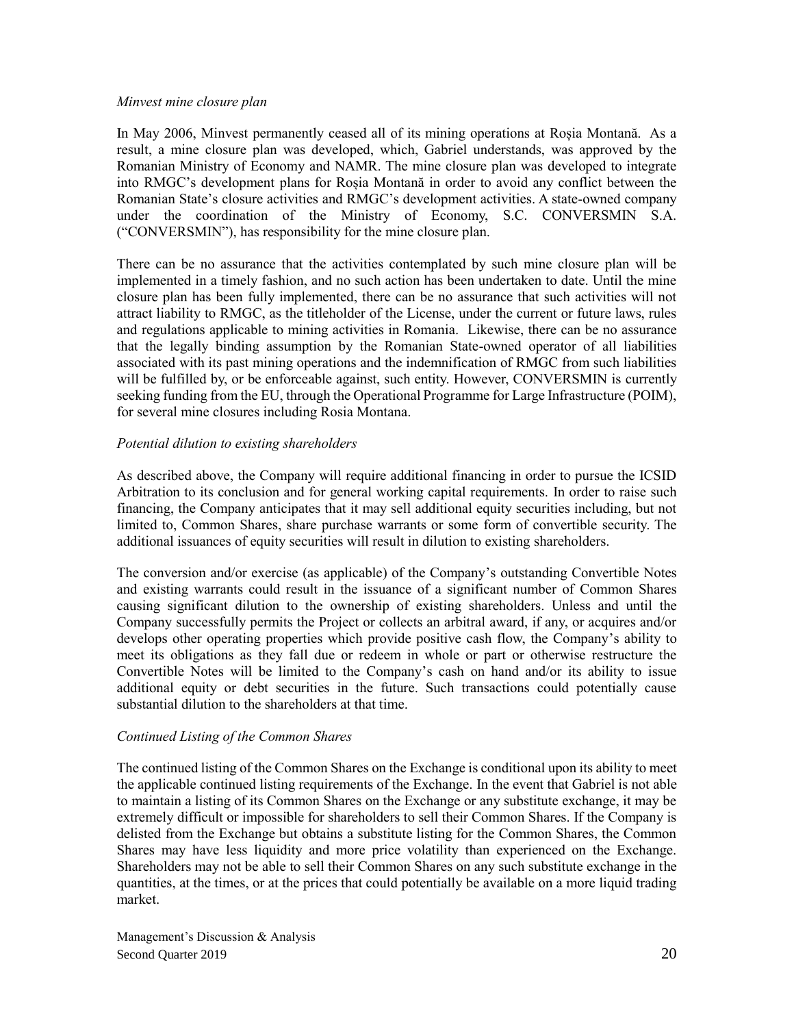*Minvest mine closure plan*

In May 2006, Minvest permanently ceased all of its mining operations at Roșia Montană. As a result, a mine closure plan was developed, which, Gabriel understands, was approved by the Romanian Ministry of Economy and NAMR. The mine closure plan was developed to integrate into RMGC's development plans for Roșia Montană in order to avoid any conflict between the Romanian State's closure activities and RMGC's development activities. A state-owned company under the coordination of the Ministry of Economy, S.C. CONVERSMIN S.A. ("CONVERSMIN"), has responsibility for the mine closure plan.

There can be no assurance that the activities contemplated by such mine closure plan will be implemented in a timely fashion, and no such action has been undertaken to date. Until the mine closure plan has been fully implemented, there can be no assurance that such activities will not attract liability to RMGC, as the titleholder of the License, under the current or future laws, rules and regulations applicable to mining activities in Romania. Likewise, there can be no assurance that the legally binding assumption by the Romanian State-owned operator of all liabilities associated with its past mining operations and the indemnification of RMGC from such liabilities will be fulfilled by, or be enforceable against, such entity. However, CONVERSMIN is currently seeking funding from the EU, through the Operational Programme for Large Infrastructure (POIM), for several mine closures including Rosia Montana.

*Potential dilution to existing shareholders*

As described above, the Company will require additional financing in order to pursue the ICSID Arbitration to its conclusion and for general working capital requirements. In order to raise such financing, the Company anticipates that it may sell additional equity securities including, but not limited to, Common Shares, share purchase warrants or some form of convertible security. The additional issuances of equity securities will result in dilution to existing shareholders.

The conversion and/or exercise (as applicable) of the Company's outstanding Convertible Notes and existing warrants could result in the issuance of a significant number of Common Shares causing significant dilution to the ownership of existing shareholders. Unless and until the Company successfully permits the Project or collects an arbitral award, if any, or acquires and/or develops other operating properties which provide positive cash flow, the Company's ability to meet its obligations as they fall due or redeem in whole or part or otherwise restructure the Convertible Notes will be limited to the Company's cash on hand and/or its ability to issue additional equity or debt securities in the future. Such transactions could potentially cause substantial dilution to the shareholders at that time.

*Continued Listing of the Common Shares*

The continued listing of the Common Shares on the Exchange is conditional upon its ability to meet the applicable continued listing requirements of the Exchange. In the event that Gabriel is not able to maintain a listing of its Common Shares on the Exchange or any substitute exchange, it may be extremely difficult or impossible for shareholders to sell their Common Shares. If the Company is delisted from the Exchange but obtains a substitute listing for the Common Shares, the Common Shares may have less liquidity and more price volatility than experienced on the Exchange. Shareholders may not be able to sell their Common Shares on any such substitute exchange in the quantities, at the times, or at the prices that could potentially be available on a more liquid trading market.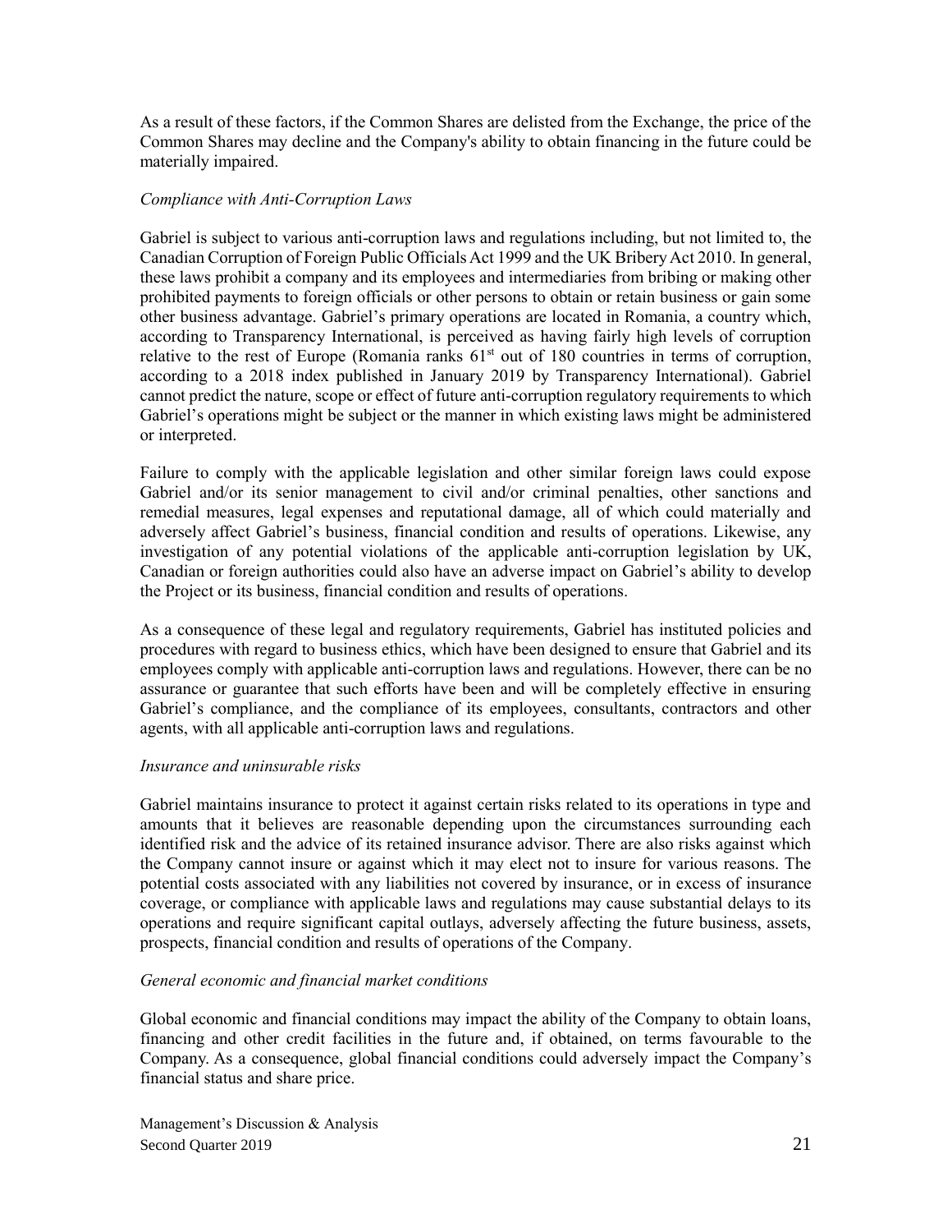As a result of these factors, if the Common Shares are delisted from the Exchange, the price of the Common Shares may decline and the Company's ability to obtain financing in the future could be materially impaired.

*Compliance with Anti-Corruption Laws*

Gabriel is subject to various anti-corruption laws and regulations including, but not limited to, the Canadian Corruption of Foreign Public Officials Act 1999 and the UK Bribery Act 2010. In general, these laws prohibit a company and its employees and intermediaries from bribing or making other prohibited payments to foreign officials or other persons to obtain or retain business or gain some other business advantage. Gabriel's primary operations are located in Romania, a country which, according to Transparency International, is perceived as having fairly high levels of corruption relative to the rest of Europe (Romania ranks 61st out of 180 countries in terms of corruption, according to a 2018 index published in January 2019 by Transparency International). Gabriel cannot predict the nature, scope or effect of future anti-corruption regulatory requirements to which Gabriel's operations might be subject or the manner in which existing laws might be administered or interpreted.

Failure to comply with the applicable legislation and other similar foreign laws could expose Gabriel and/or its senior management to civil and/or criminal penalties, other sanctions and remedial measures, legal expenses and reputational damage, all of which could materially and adversely affect Gabriel's business, financial condition and results of operations. Likewise, any investigation of any potential violations of the applicable anti-corruption legislation by UK, Canadian or foreign authorities could also have an adverse impact on Gabriel's ability to develop the Project or its business, financial condition and results of operations.

As a consequence of these legal and regulatory requirements, Gabriel has instituted policies and procedures with regard to business ethics, which have been designed to ensure that Gabriel and its employees comply with applicable anti-corruption laws and regulations. However, there can be no assurance or guarantee that such efforts have been and will be completely effective in ensuring Gabriel's compliance, and the compliance of its employees, consultants, contractors and other agents, with all applicable anti-corruption laws and regulations.

*Insurance and uninsurable risks*

Gabriel maintains insurance to protect it against certain risks related to its operations in type and amounts that it believes are reasonable depending upon the circumstances surrounding each identified risk and the advice of its retained insurance advisor. There are also risks against which the Company cannot insure or against which it may elect not to insure for various reasons. The potential costs associated with any liabilities not covered by insurance, or in excess of insurance coverage, or compliance with applicable laws and regulations may cause substantial delays to its operations and require significant capital outlays, adversely affecting the future business, assets, prospects, financial condition and results of operations of the Company.

*General economic and financial market conditions*

Global economic and financial conditions may impact the ability of the Company to obtain loans, financing and other credit facilities in the future and, if obtained, on terms favourable to the Company. As a consequence, global financial conditions could adversely impact the Company's financial status and share price.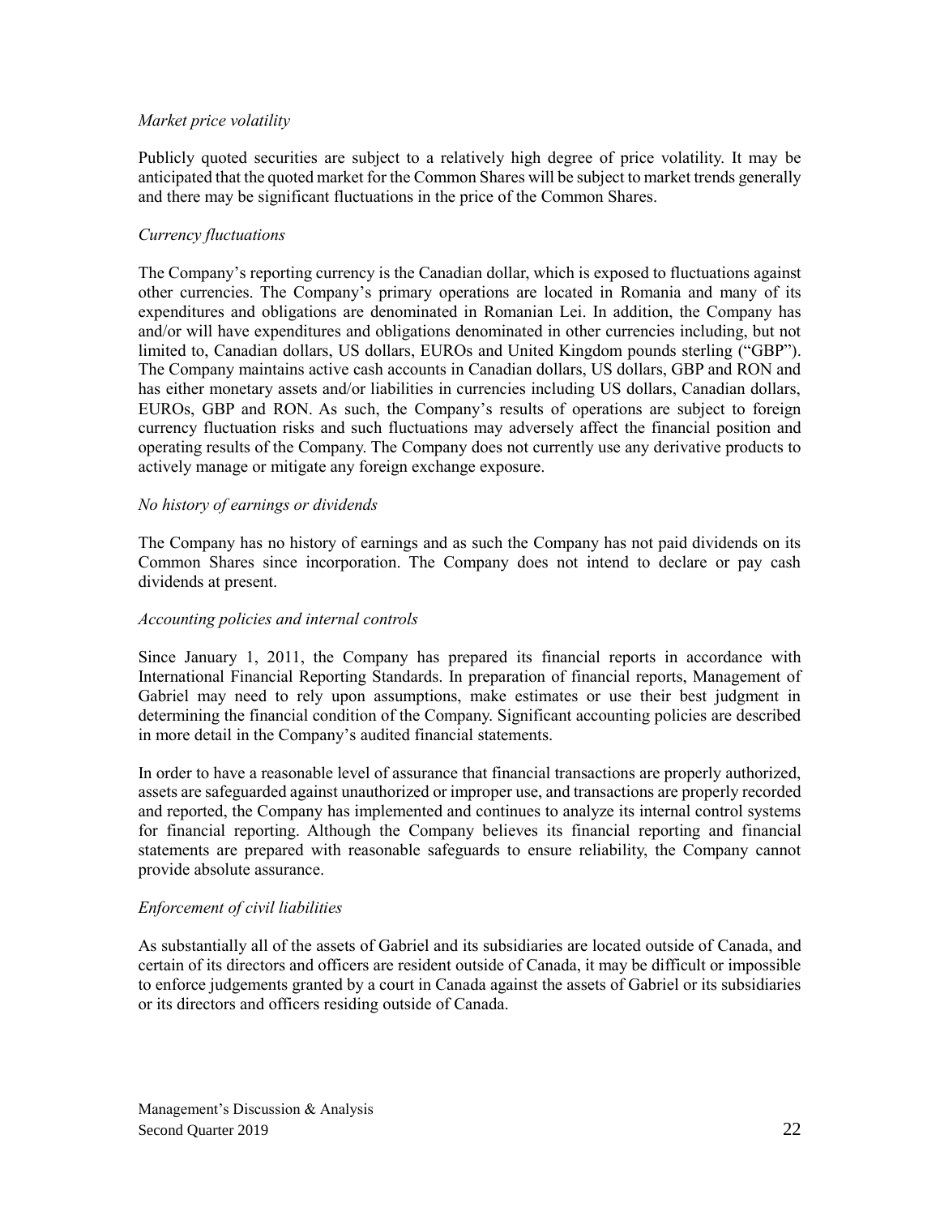*Market price volatility*

Publicly quoted securities are subject to a relatively high degree of price volatility. It may be anticipated that the quoted market for the Common Shares will be subject to market trends generally and there may be significant fluctuations in the price of the Common Shares.

*Currency fluctuations*

The Company's reporting currency is the Canadian dollar, which is exposed to fluctuations against other currencies. The Company's primary operations are located in Romania and many of its expenditures and obligations are denominated in Romanian Lei. In addition, the Company has and/or will have expenditures and obligations denominated in other currencies including, but not limited to, Canadian dollars, US dollars, EUROs and United Kingdom pounds sterling ("GBP"). The Company maintains active cash accounts in Canadian dollars, US dollars, GBP and RON and has either monetary assets and/or liabilities in currencies including US dollars, Canadian dollars, EUROs, GBP and RON. As such, the Company's results of operations are subject to foreign currency fluctuation risks and such fluctuations may adversely affect the financial position and operating results of the Company. The Company does not currently use any derivative products to actively manage or mitigate any foreign exchange exposure.

*No history of earnings or dividends*

The Company has no history of earnings and as such the Company has not paid dividends on its Common Shares since incorporation. The Company does not intend to declare or pay cash dividends at present.

*Accounting policies and internal controls*

Since January 1, 2011, the Company has prepared its financial reports in accordance with International Financial Reporting Standards. In preparation of financial reports, Management of Gabriel may need to rely upon assumptions, make estimates or use their best judgment in determining the financial condition of the Company. Significant accounting policies are described in more detail in the Company's audited financial statements.

In order to have a reasonable level of assurance that financial transactions are properly authorized, assets are safeguarded against unauthorized or improper use, and transactions are properly recorded and reported, the Company has implemented and continues to analyze its internal control systems for financial reporting. Although the Company believes its financial reporting and financial statements are prepared with reasonable safeguards to ensure reliability, the Company cannot provide absolute assurance.

*Enforcement of civil liabilities*

As substantially all of the assets of Gabriel and its subsidiaries are located outside of Canada, and certain of its directors and officers are resident outside of Canada, it may be difficult or impossible to enforce judgements granted by a court in Canada against the assets of Gabriel or its subsidiaries or its directors and officers residing outside of Canada.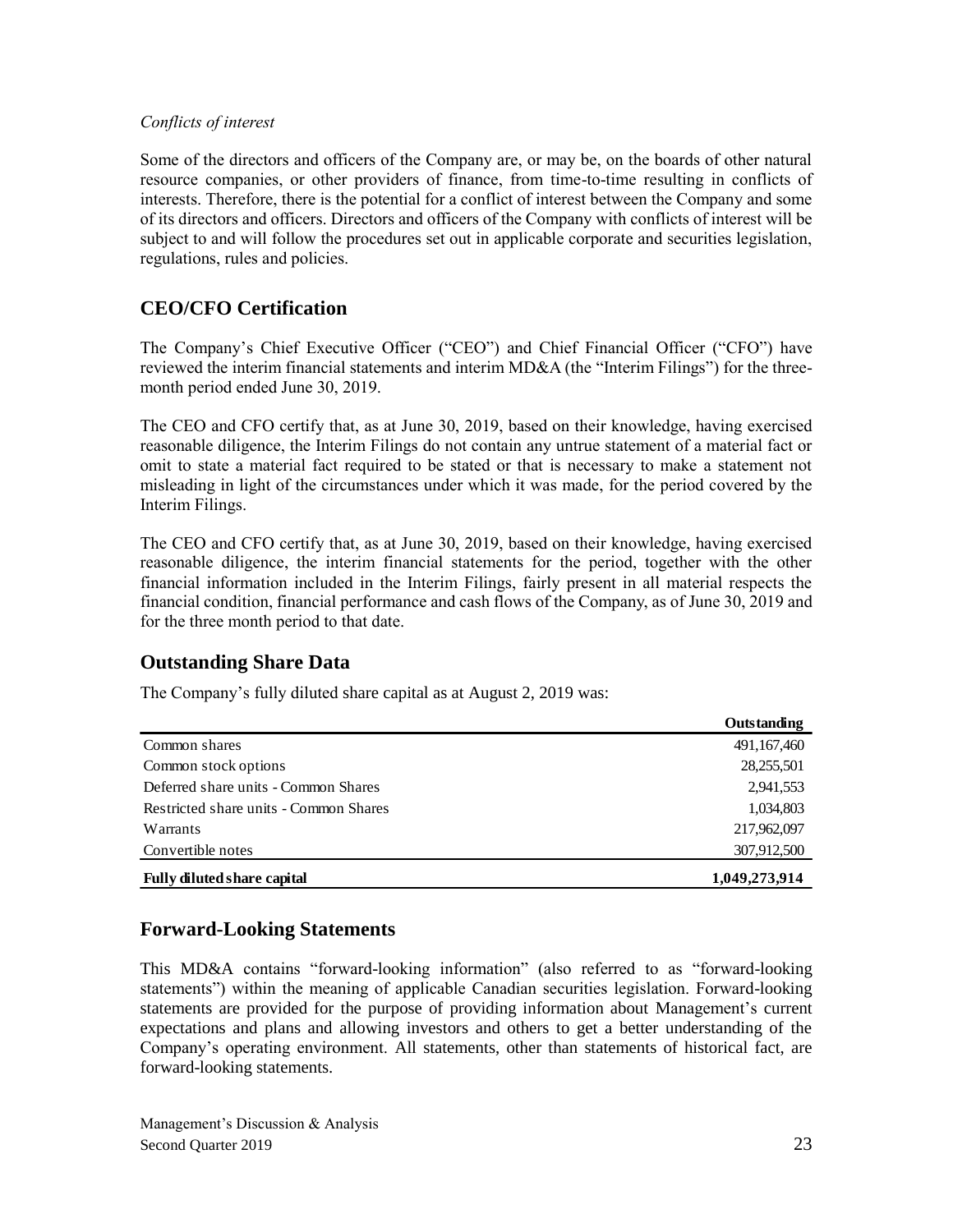*Conflicts of interest*

Some of the directors and officers of the Company are, or may be, on the boards of other natural resource companies, or other providers of finance, from time-to-time resulting in conflicts of interests. Therefore, there is the potential for a conflict of interest between the Company and some of its directors and officers. Directors and officers of the Company with conflicts of interest will be subject to and will follow the procedures set out in applicable corporate and securities legislation, regulations, rules and policies.

## CEO/CFO Certification

The Company's Chief Executive Officer ("CEO") and Chief Financial Officer ("CFO") have reviewed the interim financial statements and interim MD&A (the "Interim Filings") for the three-month period ended June 30, 2019.

The CEO and CFO certify that, as at June 30, 2019, based on their knowledge, having exercised reasonable diligence, the Interim Filings do not contain any untrue statement of a material fact or omit to state a material fact required to be stated or that is necessary to make a statement not misleading in light of the circumstances under which it was made, for the period covered by the Interim Filings.

The CEO and CFO certify that, as at June 30, 2019, based on their knowledge, having exercised reasonable diligence, the interim financial statements for the period, together with the other financial information included in the Interim Filings, fairly present in all material respects the financial condition, financial performance and cash flows of the Company, as of June 30, 2019 and for the three month period to that date.

## Outstanding Share Data

The Company's fully diluted share capital as at August 2, 2019 was:

| | **Outstanding** |
|---|---:|
| Common shares | 491,167,460 |
| Common stock options | 28,255,501 |
| Deferred share units - Common Shares | 2,941,553 |
| Restricted share units - Common Shares | 1,034,803 |
| Warrants | 217,962,097 |
| Convertible notes | 307,912,500 |
| **Fully diluted share capital** | **1,049,273,914** |

## Forward-Looking Statements

This MD&A contains "forward-looking information" (also referred to as "forward-looking statements") within the meaning of applicable Canadian securities legislation. Forward-looking statements are provided for the purpose of providing information about Management's current expectations and plans and allowing investors and others to get a better understanding of the Company's operating environment. All statements, other than statements of historical fact, are forward-looking statements.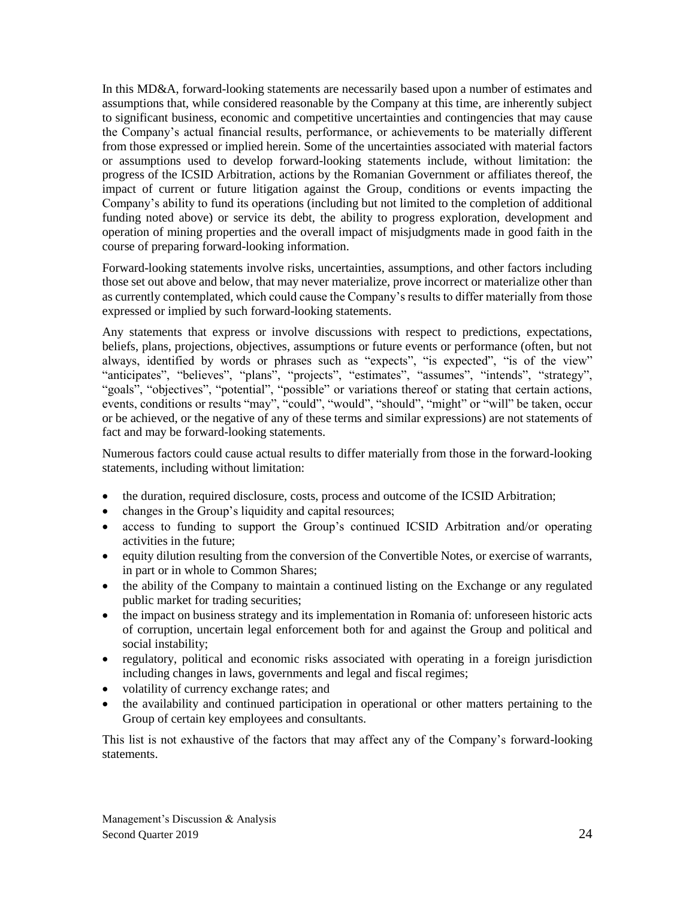In this MD&A, forward-looking statements are necessarily based upon a number of estimates and assumptions that, while considered reasonable by the Company at this time, are inherently subject to significant business, economic and competitive uncertainties and contingencies that may cause the Company's actual financial results, performance, or achievements to be materially different from those expressed or implied herein. Some of the uncertainties associated with material factors or assumptions used to develop forward-looking statements include, without limitation: the progress of the ICSID Arbitration, actions by the Romanian Government or affiliates thereof, the impact of current or future litigation against the Group, conditions or events impacting the Company's ability to fund its operations (including but not limited to the completion of additional funding noted above) or service its debt, the ability to progress exploration, development and operation of mining properties and the overall impact of misjudgments made in good faith in the course of preparing forward-looking information.

Forward-looking statements involve risks, uncertainties, assumptions, and other factors including those set out above and below, that may never materialize, prove incorrect or materialize other than as currently contemplated, which could cause the Company's results to differ materially from those expressed or implied by such forward-looking statements.

Any statements that express or involve discussions with respect to predictions, expectations, beliefs, plans, projections, objectives, assumptions or future events or performance (often, but not always, identified by words or phrases such as "expects", "is expected", "is of the view" "anticipates", "believes", "plans", "projects", "estimates", "assumes", "intends", "strategy", "goals", "objectives", "potential", "possible" or variations thereof or stating that certain actions, events, conditions or results "may", "could", "would", "should", "might" or "will" be taken, occur or be achieved, or the negative of any of these terms and similar expressions) are not statements of fact and may be forward-looking statements.

Numerous factors could cause actual results to differ materially from those in the forward-looking statements, including without limitation:

- the duration, required disclosure, costs, process and outcome of the ICSID Arbitration;
- changes in the Group's liquidity and capital resources;
- access to funding to support the Group's continued ICSID Arbitration and/or operating activities in the future;
- equity dilution resulting from the conversion of the Convertible Notes, or exercise of warrants, in part or in whole to Common Shares;
- the ability of the Company to maintain a continued listing on the Exchange or any regulated public market for trading securities;
- the impact on business strategy and its implementation in Romania of: unforeseen historic acts of corruption, uncertain legal enforcement both for and against the Group and political and social instability;
- regulatory, political and economic risks associated with operating in a foreign jurisdiction including changes in laws, governments and legal and fiscal regimes;
- volatility of currency exchange rates; and
- the availability and continued participation in operational or other matters pertaining to the Group of certain key employees and consultants.

This list is not exhaustive of the factors that may affect any of the Company's forward-looking statements.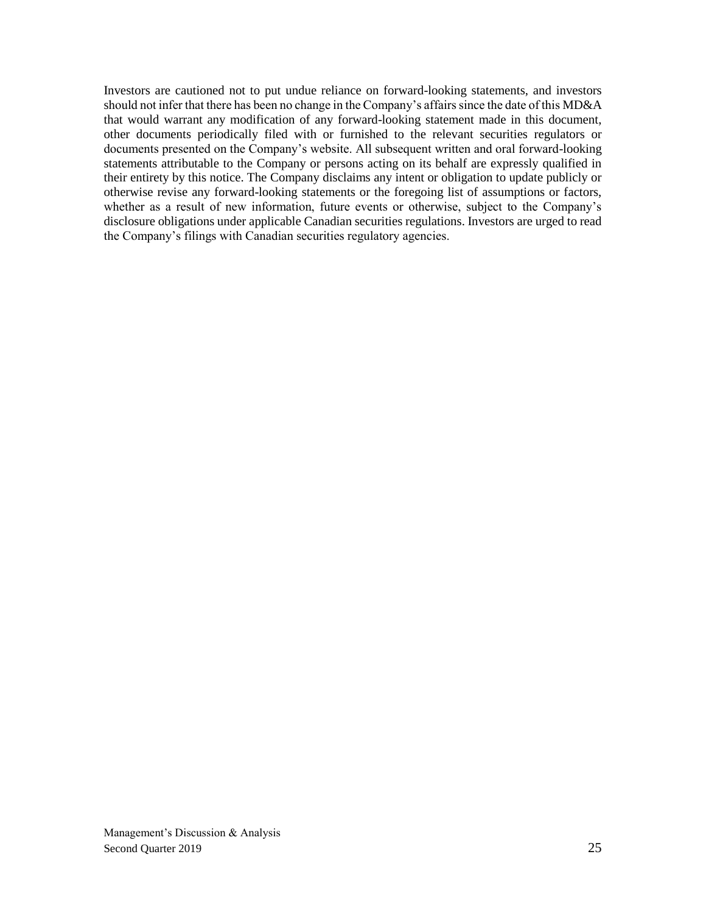Investors are cautioned not to put undue reliance on forward-looking statements, and investors should not infer that there has been no change in the Company's affairs since the date of this MD&A that would warrant any modification of any forward-looking statement made in this document, other documents periodically filed with or furnished to the relevant securities regulators or documents presented on the Company's website. All subsequent written and oral forward-looking statements attributable to the Company or persons acting on its behalf are expressly qualified in their entirety by this notice. The Company disclaims any intent or obligation to update publicly or otherwise revise any forward-looking statements or the foregoing list of assumptions or factors, whether as a result of new information, future events or otherwise, subject to the Company's disclosure obligations under applicable Canadian securities regulations. Investors are urged to read the Company's filings with Canadian securities regulatory agencies.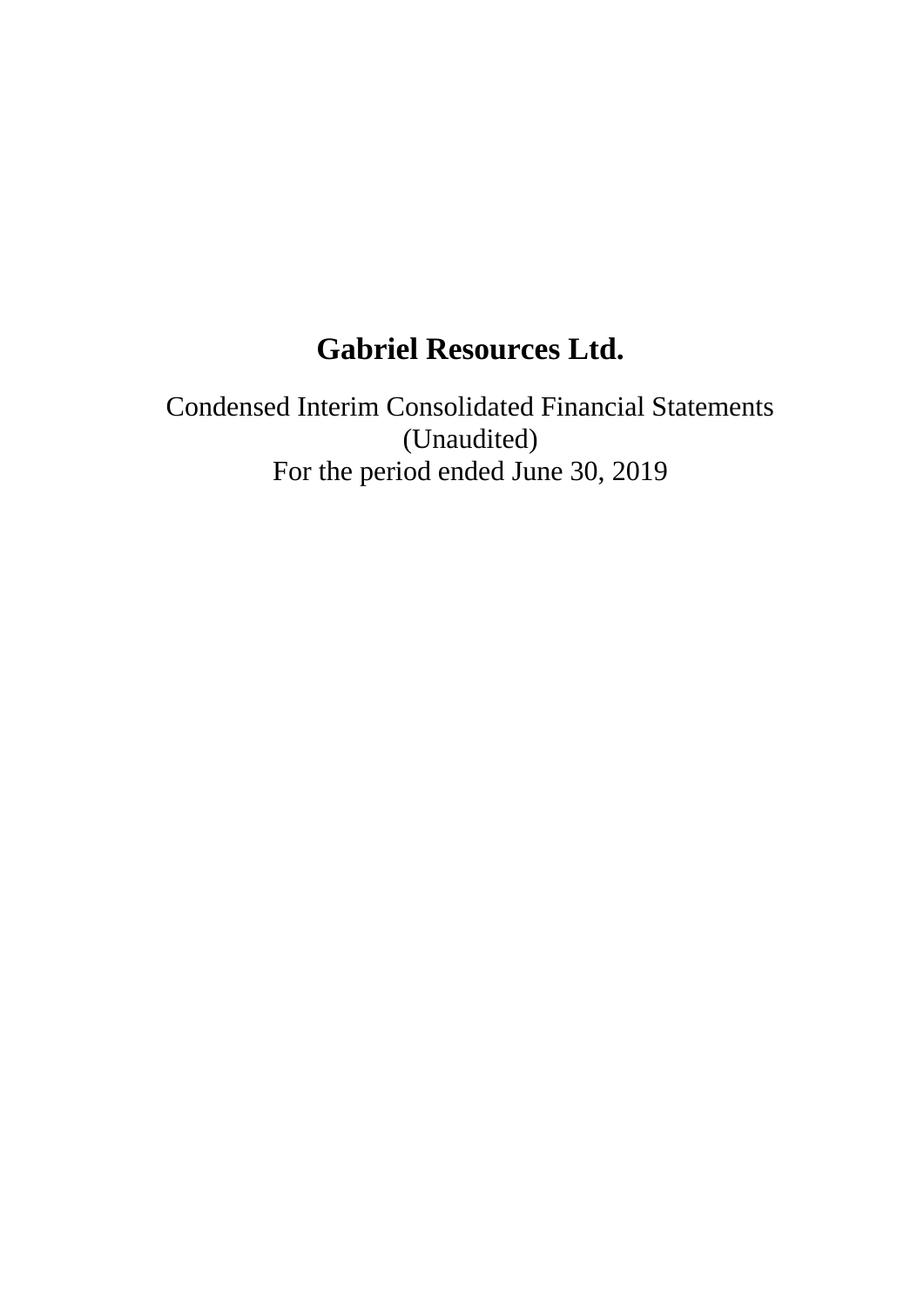# Gabriel Resources Ltd.

Condensed Interim Consolidated Financial Statements
(Unaudited)
For the period ended June 30, 2019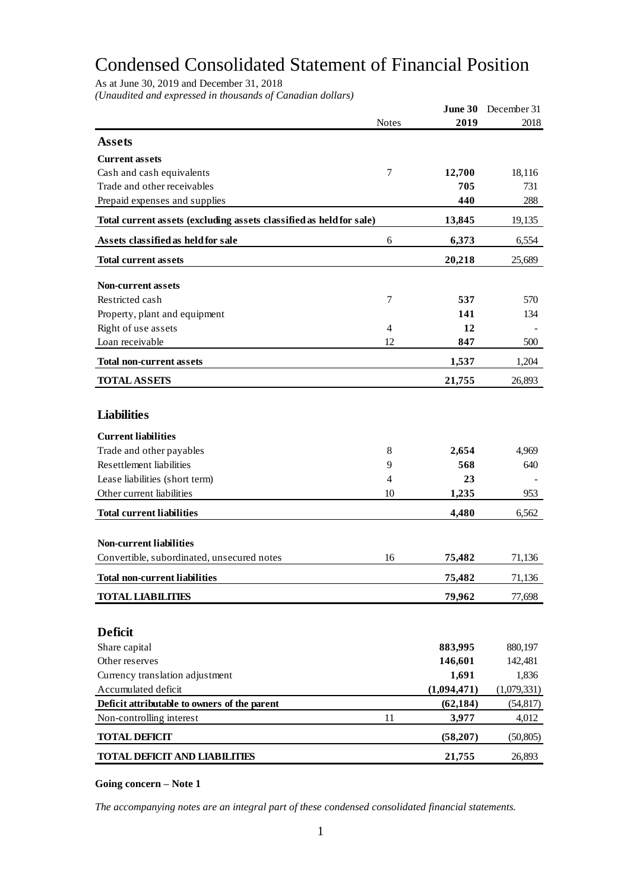# Condensed Consolidated Statement of Financial Position

As at June 30, 2019 and December 31, 2018

*(Unaudited and expressed in thousands of Canadian dollars)*

| | Notes | **June 30 2019** | December 31 2018 |
|---|---|---|---|
| **Assets** | | | |
| **Current assets** | | | |
| Cash and cash equivalents | 7 | **12,700** | 18,116 |
| Trade and other receivables | | **705** | 731 |
| Prepaid expenses and supplies | | **440** | 288 |
| **Total current assets (excluding assets classified as held for sale)** | | **13,845** | 19,135 |
| **Assets classified as held for sale** | 6 | **6,373** | 6,554 |
| **Total current assets** | | **20,218** | 25,689 |
| **Non-current assets** | | | |
| Restricted cash | 7 | **537** | 570 |
| Property, plant and equipment | | **141** | 134 |
| Right of use assets | 4 | **12** | - |
| Loan receivable | 12 | **847** | 500 |
| **Total non-current assets** | | **1,537** | 1,204 |
| **TOTAL ASSETS** | | **21,755** | 26,893 |
| **Liabilities** | | | |
| **Current liabilities** | | | |
| Trade and other payables | 8 | **2,654** | 4,969 |
| Resettlement liabilities | 9 | **568** | 640 |
| Lease liabilities (short term) | 4 | **23** | - |
| Other current liabilities | 10 | **1,235** | 953 |
| **Total current liabilities** | | **4,480** | 6,562 |
| **Non-current liabilities** | | | |
| Convertible, subordinated, unsecured notes | 16 | **75,482** | 71,136 |
| **Total non-current liabilities** | | **75,482** | 71,136 |
| **TOTAL LIABILITIES** | | **79,962** | 77,698 |
| **Deficit** | | | |
| Share capital | | **883,995** | 880,197 |
| Other reserves | | **146,601** | 142,481 |
| Currency translation adjustment | | **1,691** | 1,836 |
| Accumulated deficit | | **(1,094,471)** | (1,079,331) |
| **Deficit attributable to owners of the parent** | | **(62,184)** | (54,817) |
| Non-controlling interest | 11 | **3,977** | 4,012 |
| **TOTAL DEFICIT** | | **(58,207)** | (50,805) |
| **TOTAL DEFICIT AND LIABILITIES** | | **21,755** | 26,893 |

**Going concern – Note 1**

*The accompanying notes are an integral part of these condensed consolidated financial statements.*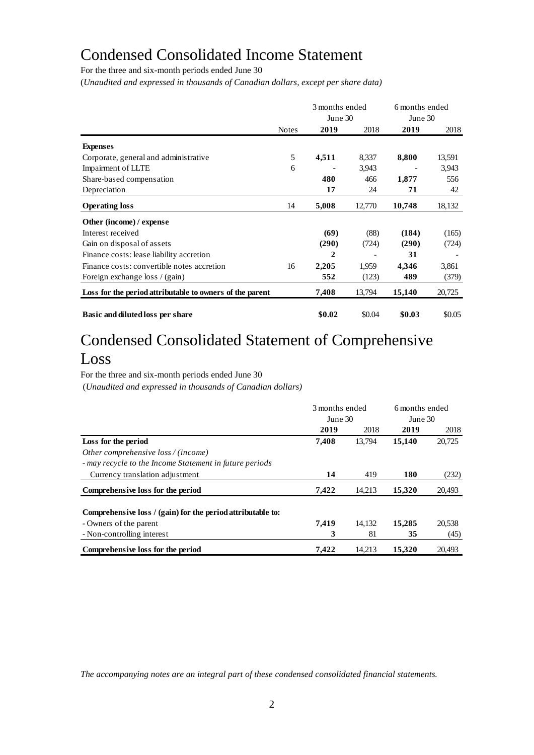# Condensed Consolidated Income Statement

For the three and six-month periods ended June 30

(*Unaudited and expressed in thousands of Canadian dollars, except per share data)*

| | Notes | 3 months ended June 30 2019 | 3 months ended June 30 2018 | 6 months ended June 30 2019 | 6 months ended June 30 2018 |
|---|---|---|---|---|---|
| **Expenses** | | | | | |
| Corporate, general and administrative | 5 | **4,511** | 8,337 | **8,800** | 13,591 |
| Impairment of LLTE | 6 | **-** | 3,943 | **-** | 3,943 |
| Share-based compensation | | **480** | 466 | **1,877** | 556 |
| Depreciation | | **17** | 24 | **71** | 42 |
| **Operating loss** | 14 | **5,008** | 12,770 | **10,748** | 18,132 |
| **Other (income) / expense** | | | | | |
| Interest received | | **(69)** | (88) | **(184)** | (165) |
| Gain on disposal of assets | | **(290)** | (724) | **(290)** | (724) |
| Finance costs: lease liability accretion | | **2** | - | **31** | - |
| Finance costs: convertible notes accretion | 16 | **2,205** | 1,959 | **4,346** | 3,861 |
| Foreign exchange loss / (gain) | | **552** | (123) | **489** | (379) |
| **Loss for the period attributable to owners of the parent** | | **7,408** | 13,794 | **15,140** | 20,725 |
| **Basic and diluted loss per share** | | **$0.02** | $0.04 | **$0.03** | $0.05 |

# Condensed Consolidated Statement of Comprehensive Loss

For the three and six-month periods ended June 30

(*Unaudited and expressed in thousands of Canadian dollars)*

| | 3 months ended June 30 2019 | 3 months ended June 30 2018 | 6 months ended June 30 2019 | 6 months ended June 30 2018 |
|---|---|---|---|---|
| **Loss for the period** | **7,408** | 13,794 | **15,140** | 20,725 |
| *Other comprehensive loss / (income)* | | | | |
| *- may recycle to the Income Statement in future periods* | | | | |
| Currency translation adjustment | **14** | 419 | **180** | (232) |
| **Comprehensive loss for the period** | **7,422** | 14,213 | **15,320** | 20,493 |
| **Comprehensive loss / (gain) for the period attributable to:** | | | | |
| - Owners of the parent | **7,419** | 14,132 | **15,285** | 20,538 |
| - Non-controlling interest | **3** | 81 | **35** | (45) |
| **Comprehensive loss for the period** | **7,422** | 14,213 | **15,320** | 20,493 |

*The accompanying notes are an integral part of these condensed consolidated financial statements.*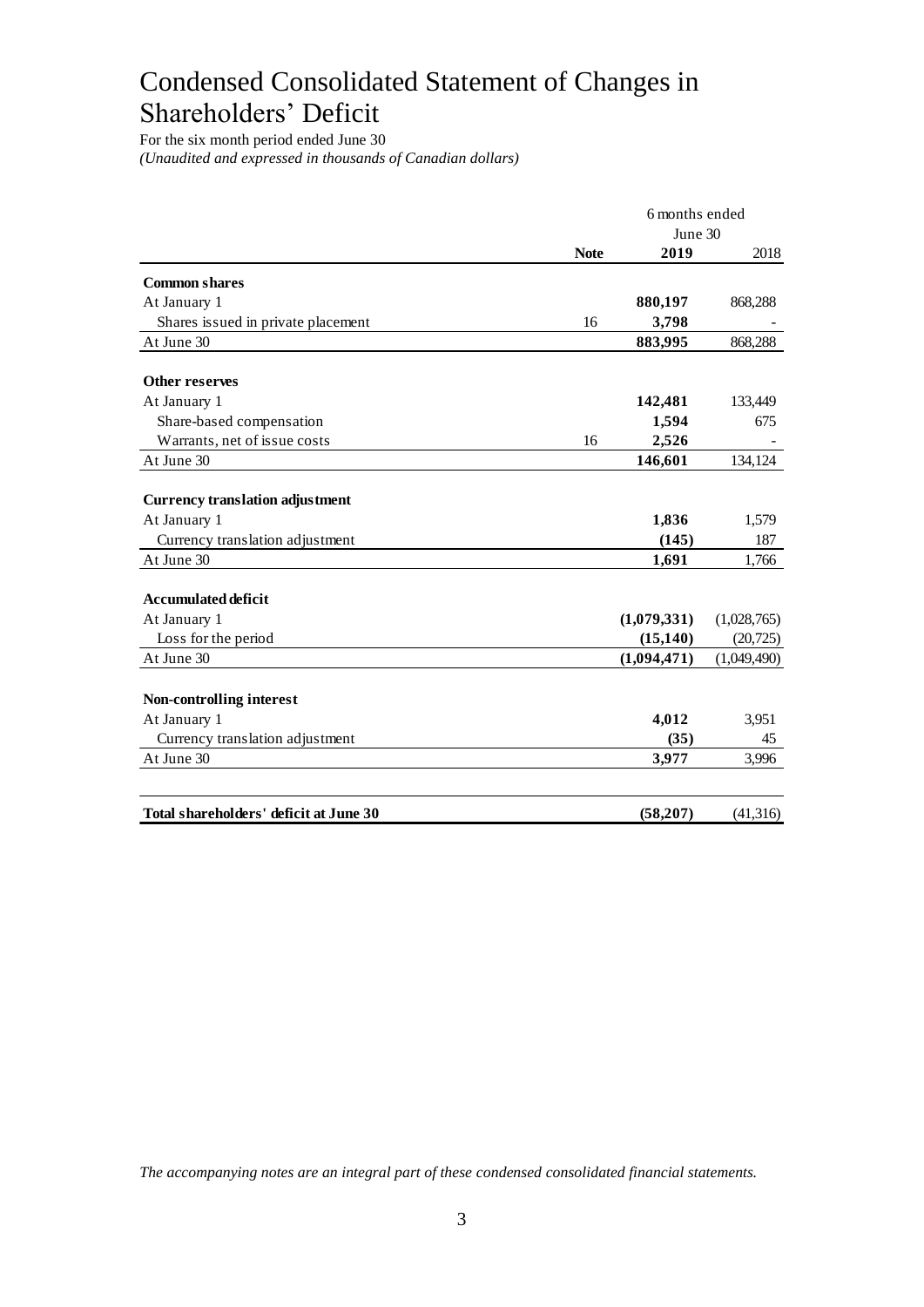# Condensed Consolidated Statement of Changes in Shareholders' Deficit

For the six month period ended June 30

*(Unaudited and expressed in thousands of Canadian dollars)*

| | Note | 6 months ended June 30 2019 | 2018 |
|---|---|---|---|
| **Common shares** | | | |
| At January 1 | | **880,197** | 868,288 |
| Shares issued in private placement | 16 | **3,798** | - |
| At June 30 | | **883,995** | 868,288 |
| **Other reserves** | | | |
| At January 1 | | **142,481** | 133,449 |
| Share-based compensation | | **1,594** | 675 |
| Warrants, net of issue costs | 16 | **2,526** | - |
| At June 30 | | **146,601** | 134,124 |
| **Currency translation adjustment** | | | |
| At January 1 | | **1,836** | 1,579 |
| Currency translation adjustment | | **(145)** | 187 |
| At June 30 | | **1,691** | 1,766 |
| **Accumulated deficit** | | | |
| At January 1 | | **(1,079,331)** | (1,028,765) |
| Loss for the period | | **(15,140)** | (20,725) |
| At June 30 | | **(1,094,471)** | (1,049,490) |
| **Non-controlling interest** | | | |
| At January 1 | | **4,012** | 3,951 |
| Currency translation adjustment | | **(35)** | 45 |
| At June 30 | | **3,977** | 3,996 |
| **Total shareholders' deficit at June 30** | | **(58,207)** | (41,316) |

*The accompanying notes are an integral part of these condensed consolidated financial statements.*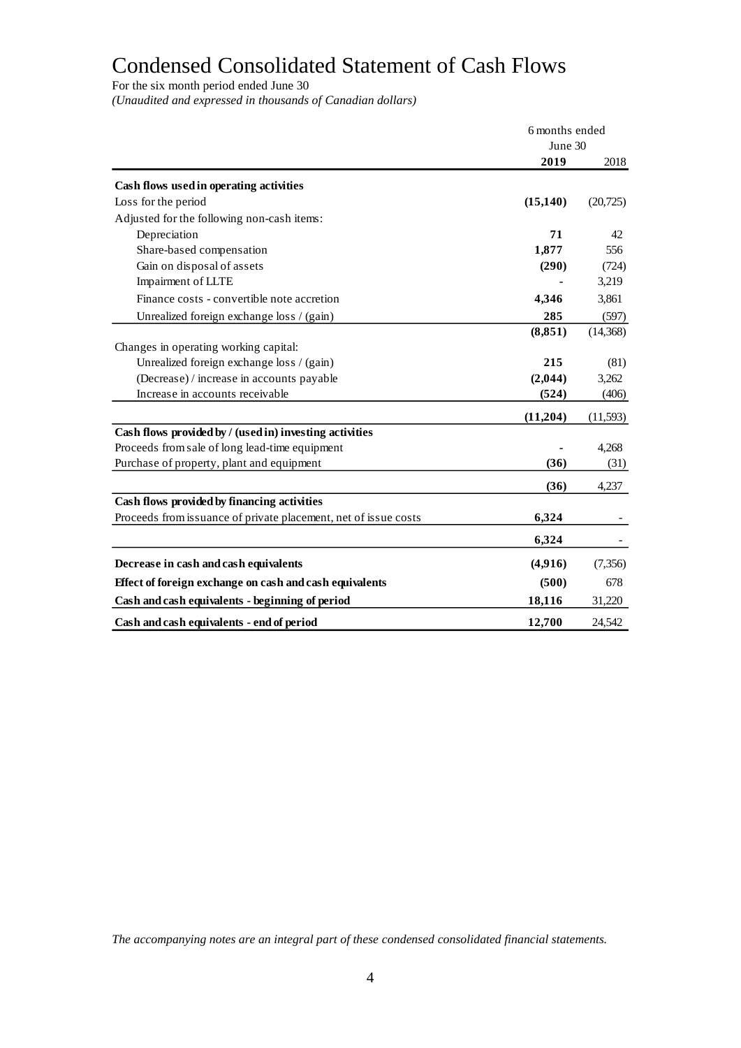# Condensed Consolidated Statement of Cash Flows

For the six month period ended June 30

*(Unaudited and expressed in thousands of Canadian dollars)*

| | 6 months ended June 30 | |
|---|---|---|
| | **2019** | 2018 |
| **Cash flows used in operating activities** | | |
| Loss for the period | **(15,140)** | (20,725) |
| Adjusted for the following non-cash items: | | |
| Depreciation | **71** | 42 |
| Share-based compensation | **1,877** | 556 |
| Gain on disposal of assets | **(290)** | (724) |
| Impairment of LLTE | **-** | 3,219 |
| Finance costs - convertible note accretion | **4,346** | 3,861 |
| Unrealized foreign exchange loss / (gain) | **285** | (597) |
| | **(8,851)** | (14,368) |
| Changes in operating working capital: | | |
| Unrealized foreign exchange loss / (gain) | **215** | (81) |
| (Decrease) / increase in accounts payable | **(2,044)** | 3,262 |
| Increase in accounts receivable | **(524)** | (406) |
| | **(11,204)** | (11,593) |
| **Cash flows provided by / (used in) investing activities** | | |
| Proceeds from sale of long lead-time equipment | **-** | 4,268 |
| Purchase of property, plant and equipment | **(36)** | (31) |
| | **(36)** | 4,237 |
| **Cash flows provided by financing activities** | | |
| Proceeds from issuance of private placement, net of issue costs | **6,324** | - |
| | **6,324** | - |
| **Decrease in cash and cash equivalents** | **(4,916)** | (7,356) |
| **Effect of foreign exchange on cash and cash equivalents** | **(500)** | 678 |
| **Cash and cash equivalents - beginning of period** | **18,116** | 31,220 |
| **Cash and cash equivalents - end of period** | **12,700** | 24,542 |

*The accompanying notes are an integral part of these condensed consolidated financial statements.*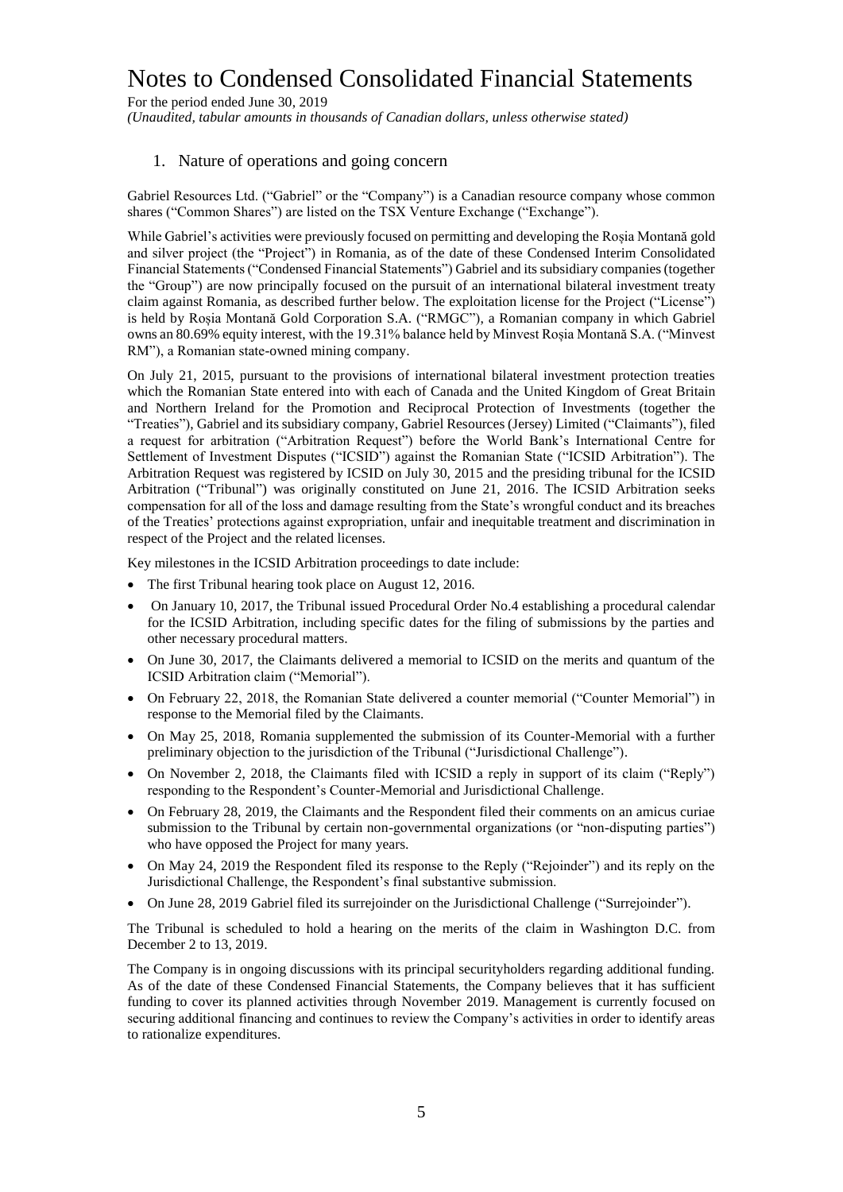# Notes to Condensed Consolidated Financial Statements

For the period ended June 30, 2019

*(Unaudited, tabular amounts in thousands of Canadian dollars, unless otherwise stated)*

## 1. Nature of operations and going concern

Gabriel Resources Ltd. ("Gabriel" or the "Company") is a Canadian resource company whose common shares ("Common Shares") are listed on the TSX Venture Exchange ("Exchange").

While Gabriel's activities were previously focused on permitting and developing the Roșia Montană gold and silver project (the "Project") in Romania, as of the date of these Condensed Interim Consolidated Financial Statements ("Condensed Financial Statements") Gabriel and its subsidiary companies (together the "Group") are now principally focused on the pursuit of an international bilateral investment treaty claim against Romania, as described further below. The exploitation license for the Project ("License") is held by Roșia Montană Gold Corporation S.A. ("RMGC"), a Romanian company in which Gabriel owns an 80.69% equity interest, with the 19.31% balance held by Minvest Roșia Montană S.A. ("Minvest RM"), a Romanian state-owned mining company.

On July 21, 2015, pursuant to the provisions of international bilateral investment protection treaties which the Romanian State entered into with each of Canada and the United Kingdom of Great Britain and Northern Ireland for the Promotion and Reciprocal Protection of Investments (together the "Treaties"), Gabriel and its subsidiary company, Gabriel Resources (Jersey) Limited ("Claimants"), filed a request for arbitration ("Arbitration Request") before the World Bank's International Centre for Settlement of Investment Disputes ("ICSID") against the Romanian State ("ICSID Arbitration"). The Arbitration Request was registered by ICSID on July 30, 2015 and the presiding tribunal for the ICSID Arbitration ("Tribunal") was originally constituted on June 21, 2016. The ICSID Arbitration seeks compensation for all of the loss and damage resulting from the State's wrongful conduct and its breaches of the Treaties' protections against expropriation, unfair and inequitable treatment and discrimination in respect of the Project and the related licenses.

Key milestones in the ICSID Arbitration proceedings to date include:

- The first Tribunal hearing took place on August 12, 2016.
- On January 10, 2017, the Tribunal issued Procedural Order No.4 establishing a procedural calendar for the ICSID Arbitration, including specific dates for the filing of submissions by the parties and other necessary procedural matters.
- On June 30, 2017, the Claimants delivered a memorial to ICSID on the merits and quantum of the ICSID Arbitration claim ("Memorial").
- On February 22, 2018, the Romanian State delivered a counter memorial ("Counter Memorial") in response to the Memorial filed by the Claimants.
- On May 25, 2018, Romania supplemented the submission of its Counter-Memorial with a further preliminary objection to the jurisdiction of the Tribunal ("Jurisdictional Challenge").
- On November 2, 2018, the Claimants filed with ICSID a reply in support of its claim ("Reply") responding to the Respondent's Counter-Memorial and Jurisdictional Challenge.
- On February 28, 2019, the Claimants and the Respondent filed their comments on an amicus curiae submission to the Tribunal by certain non-governmental organizations (or "non-disputing parties") who have opposed the Project for many years.
- On May 24, 2019 the Respondent filed its response to the Reply ("Rejoinder") and its reply on the Jurisdictional Challenge, the Respondent's final substantive submission.
- On June 28, 2019 Gabriel filed its surrejoinder on the Jurisdictional Challenge ("Surrejoinder").

The Tribunal is scheduled to hold a hearing on the merits of the claim in Washington D.C. from December 2 to 13, 2019.

The Company is in ongoing discussions with its principal securityholders regarding additional funding. As of the date of these Condensed Financial Statements, the Company believes that it has sufficient funding to cover its planned activities through November 2019. Management is currently focused on securing additional financing and continues to review the Company's activities in order to identify areas to rationalize expenditures.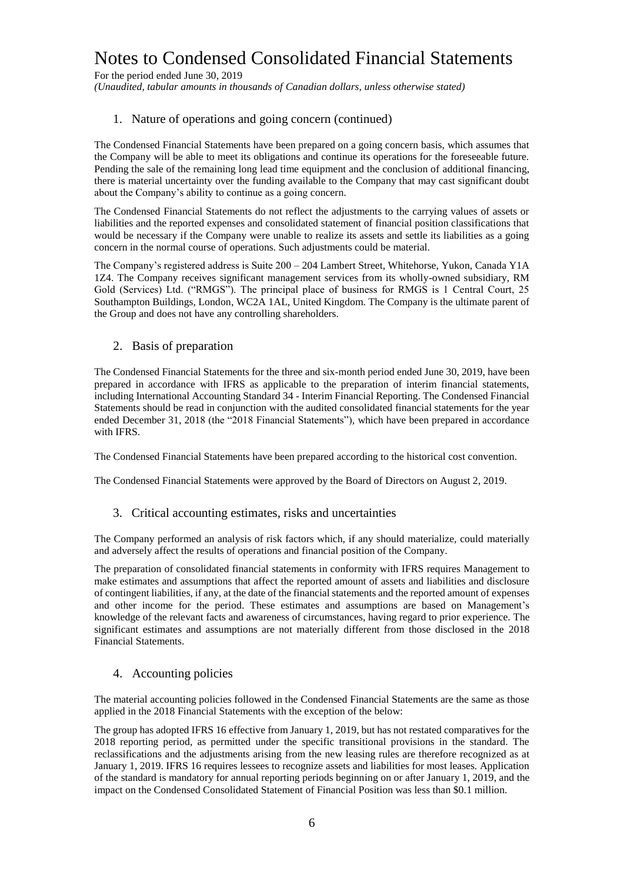# Notes to Condensed Consolidated Financial Statements

For the period ended June 30, 2019

*(Unaudited, tabular amounts in thousands of Canadian dollars, unless otherwise stated)*

## 1. Nature of operations and going concern (continued)

The Condensed Financial Statements have been prepared on a going concern basis, which assumes that the Company will be able to meet its obligations and continue its operations for the foreseeable future. Pending the sale of the remaining long lead time equipment and the conclusion of additional financing, there is material uncertainty over the funding available to the Company that may cast significant doubt about the Company's ability to continue as a going concern.

The Condensed Financial Statements do not reflect the adjustments to the carrying values of assets or liabilities and the reported expenses and consolidated statement of financial position classifications that would be necessary if the Company were unable to realize its assets and settle its liabilities as a going concern in the normal course of operations. Such adjustments could be material.

The Company's registered address is Suite 200 – 204 Lambert Street, Whitehorse, Yukon, Canada Y1A 1Z4. The Company receives significant management services from its wholly-owned subsidiary, RM Gold (Services) Ltd. ("RMGS"). The principal place of business for RMGS is 1 Central Court, 25 Southampton Buildings, London, WC2A 1AL, United Kingdom. The Company is the ultimate parent of the Group and does not have any controlling shareholders.

## 2. Basis of preparation

The Condensed Financial Statements for the three and six-month period ended June 30, 2019, have been prepared in accordance with IFRS as applicable to the preparation of interim financial statements, including International Accounting Standard 34 - Interim Financial Reporting. The Condensed Financial Statements should be read in conjunction with the audited consolidated financial statements for the year ended December 31, 2018 (the "2018 Financial Statements"), which have been prepared in accordance with IFRS.

The Condensed Financial Statements have been prepared according to the historical cost convention.

The Condensed Financial Statements were approved by the Board of Directors on August 2, 2019.

## 3. Critical accounting estimates, risks and uncertainties

The Company performed an analysis of risk factors which, if any should materialize, could materially and adversely affect the results of operations and financial position of the Company.

The preparation of consolidated financial statements in conformity with IFRS requires Management to make estimates and assumptions that affect the reported amount of assets and liabilities and disclosure of contingent liabilities, if any, at the date of the financial statements and the reported amount of expenses and other income for the period. These estimates and assumptions are based on Management's knowledge of the relevant facts and awareness of circumstances, having regard to prior experience. The significant estimates and assumptions are not materially different from those disclosed in the 2018 Financial Statements.

## 4. Accounting policies

The material accounting policies followed in the Condensed Financial Statements are the same as those applied in the 2018 Financial Statements with the exception of the below:

The group has adopted IFRS 16 effective from January 1, 2019, but has not restated comparatives for the 2018 reporting period, as permitted under the specific transitional provisions in the standard. The reclassifications and the adjustments arising from the new leasing rules are therefore recognized as at January 1, 2019. IFRS 16 requires lessees to recognize assets and liabilities for most leases. Application of the standard is mandatory for annual reporting periods beginning on or after January 1, 2019, and the impact on the Condensed Consolidated Statement of Financial Position was less than $0.1 million.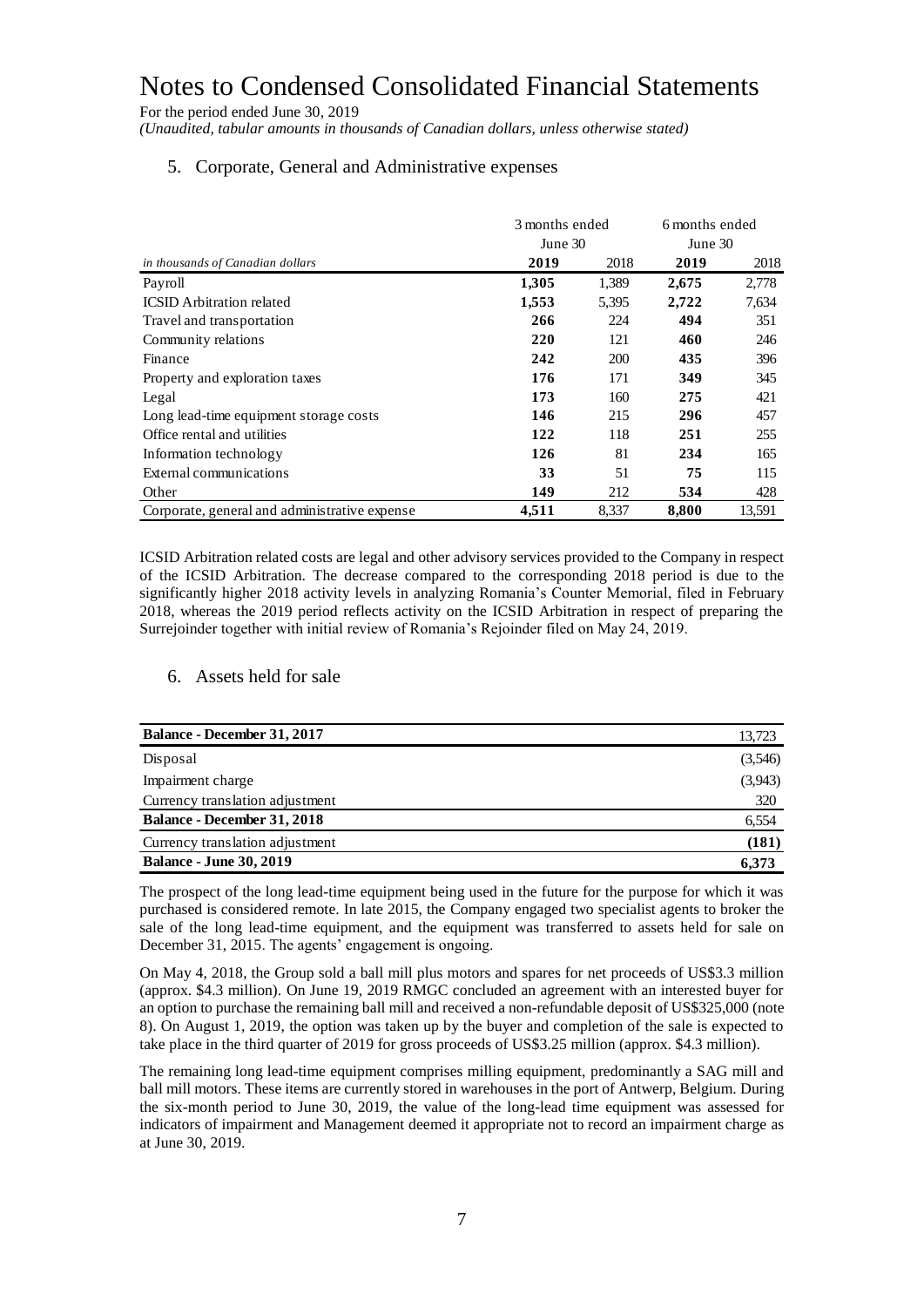# Notes to Condensed Consolidated Financial Statements

For the period ended June 30, 2019

*(Unaudited, tabular amounts in thousands of Canadian dollars, unless otherwise stated)*

## 5. Corporate, General and Administrative expenses

| | 3 months ended June 30 | | 6 months ended June 30 | |
|---|---|---|---|---|
| *in thousands of Canadian dollars* | **2019** | 2018 | **2019** | 2018 |
| Payroll | **1,305** | 1,389 | **2,675** | 2,778 |
| ICSID Arbitration related | **1,553** | 5,395 | **2,722** | 7,634 |
| Travel and transportation | **266** | 224 | **494** | 351 |
| Community relations | **220** | 121 | **460** | 246 |
| Finance | **242** | 200 | **435** | 396 |
| Property and exploration taxes | **176** | 171 | **349** | 345 |
| Legal | **173** | 160 | **275** | 421 |
| Long lead-time equipment storage costs | **146** | 215 | **296** | 457 |
| Office rental and utilities | **122** | 118 | **251** | 255 |
| Information technology | **126** | 81 | **234** | 165 |
| External communications | **33** | 51 | **75** | 115 |
| Other | **149** | 212 | **534** | 428 |
| Corporate, general and administrative expense | **4,511** | 8,337 | **8,800** | 13,591 |

ICSID Arbitration related costs are legal and other advisory services provided to the Company in respect of the ICSID Arbitration. The decrease compared to the corresponding 2018 period is due to the significantly higher 2018 activity levels in analyzing Romania's Counter Memorial, filed in February 2018, whereas the 2019 period reflects activity on the ICSID Arbitration in respect of preparing the Surrejoinder together with initial review of Romania's Rejoinder filed on May 24, 2019.

## 6. Assets held for sale

| | |
|---|---|
| **Balance - December 31, 2017** | 13,723 |
| Disposal | (3,546) |
| Impairment charge | (3,943) |
| Currency translation adjustment | 320 |
| **Balance - December 31, 2018** | 6,554 |
| Currency translation adjustment | **(181)** |
| **Balance - June 30, 2019** | **6,373** |

The prospect of the long lead-time equipment being used in the future for the purpose for which it was purchased is considered remote. In late 2015, the Company engaged two specialist agents to broker the sale of the long lead-time equipment, and the equipment was transferred to assets held for sale on December 31, 2015. The agents' engagement is ongoing.

On May 4, 2018, the Group sold a ball mill plus motors and spares for net proceeds of US$3.3 million (approx. $4.3 million). On June 19, 2019 RMGC concluded an agreement with an interested buyer for an option to purchase the remaining ball mill and received a non-refundable deposit of US$325,000 (note 8). On August 1, 2019, the option was taken up by the buyer and completion of the sale is expected to take place in the third quarter of 2019 for gross proceeds of US$3.25 million (approx. $4.3 million).

The remaining long lead-time equipment comprises milling equipment, predominantly a SAG mill and ball mill motors. These items are currently stored in warehouses in the port of Antwerp, Belgium. During the six-month period to June 30, 2019, the value of the long-lead time equipment was assessed for indicators of impairment and Management deemed it appropriate not to record an impairment charge as at June 30, 2019.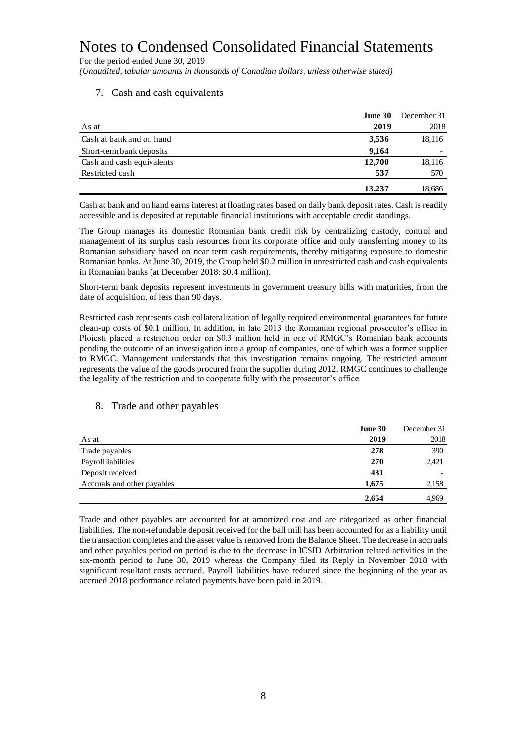# Notes to Condensed Consolidated Financial Statements

For the period ended June 30, 2019

*(Unaudited, tabular amounts in thousands of Canadian dollars, unless otherwise stated)*

## 7. Cash and cash equivalents

| As at | **June 30 2019** | December 31 2018 |
|---|---|---|
| Cash at bank and on hand | **3,536** | 18,116 |
| Short-term bank deposits | **9,164** | - |
| Cash and cash equivalents | **12,700** | 18,116 |
| Restricted cash | **537** | 570 |
| | **13,237** | 18,686 |

Cash at bank and on hand earns interest at floating rates based on daily bank deposit rates. Cash is readily accessible and is deposited at reputable financial institutions with acceptable credit standings.

The Group manages its domestic Romanian bank credit risk by centralizing custody, control and management of its surplus cash resources from its corporate office and only transferring money to its Romanian subsidiary based on near term cash requirements, thereby mitigating exposure to domestic Romanian banks. At June 30, 2019, the Group held $0.2 million in unrestricted cash and cash equivalents in Romanian banks (at December 2018: $0.4 million).

Short-term bank deposits represent investments in government treasury bills with maturities, from the date of acquisition, of less than 90 days.

Restricted cash represents cash collateralization of legally required environmental guarantees for future clean-up costs of $0.1 million. In addition, in late 2013 the Romanian regional prosecutor's office in Ploiesti placed a restriction order on $0.3 million held in one of RMGC's Romanian bank accounts pending the outcome of an investigation into a group of companies, one of which was a former supplier to RMGC. Management understands that this investigation remains ongoing. The restricted amount represents the value of the goods procured from the supplier during 2012. RMGC continues to challenge the legality of the restriction and to cooperate fully with the prosecutor's office.

## 8. Trade and other payables

| As at | **June 30 2019** | December 31 2018 |
|---|---|---|
| Trade payables | **278** | 390 |
| Payroll liabilities | **270** | 2,421 |
| Deposit received | **431** | - |
| Accruals and other payables | **1,675** | 2,158 |
| | **2,654** | 4,969 |

Trade and other payables are accounted for at amortized cost and are categorized as other financial liabilities. The non-refundable deposit received for the ball mill has been accounted for as a liability until the transaction completes and the asset value is removed from the Balance Sheet. The decrease in accruals and other payables period on period is due to the decrease in ICSID Arbitration related activities in the six-month period to June 30, 2019 whereas the Company filed its Reply in November 2018 with significant resultant costs accrued. Payroll liabilities have reduced since the beginning of the year as accrued 2018 performance related payments have been paid in 2019.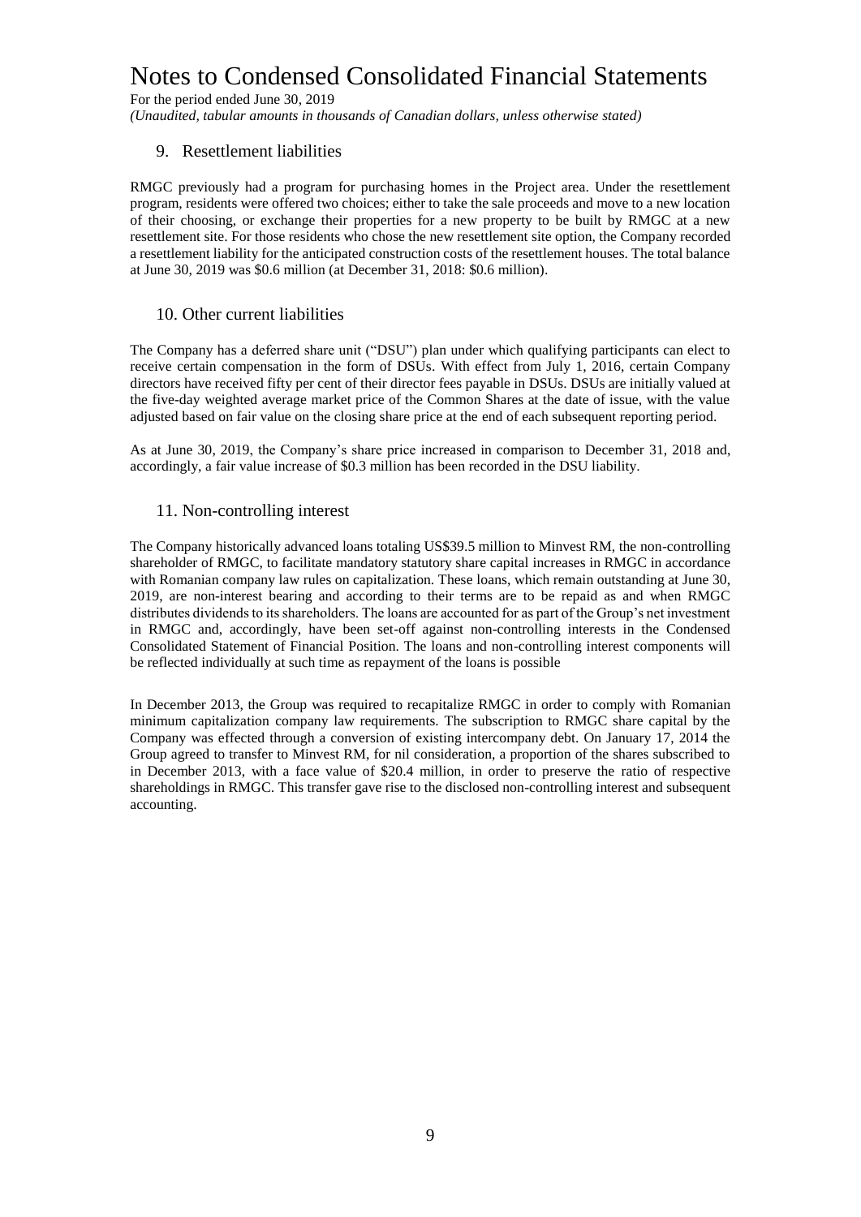## 9. Resettlement liabilities

RMGC previously had a program for purchasing homes in the Project area. Under the resettlement program, residents were offered two choices; either to take the sale proceeds and move to a new location of their choosing, or exchange their properties for a new property to be built by RMGC at a new resettlement site. For those residents who chose the new resettlement site option, the Company recorded a resettlement liability for the anticipated construction costs of the resettlement houses. The total balance at June 30, 2019 was $0.6 million (at December 31, 2018: $0.6 million).

## 10. Other current liabilities

The Company has a deferred share unit ("DSU") plan under which qualifying participants can elect to receive certain compensation in the form of DSUs. With effect from July 1, 2016, certain Company directors have received fifty per cent of their director fees payable in DSUs. DSUs are initially valued at the five-day weighted average market price of the Common Shares at the date of issue, with the value adjusted based on fair value on the closing share price at the end of each subsequent reporting period.

As at June 30, 2019, the Company's share price increased in comparison to December 31, 2018 and, accordingly, a fair value increase of $0.3 million has been recorded in the DSU liability.

## 11. Non-controlling interest

The Company historically advanced loans totaling US$39.5 million to Minvest RM, the non-controlling shareholder of RMGC, to facilitate mandatory statutory share capital increases in RMGC in accordance with Romanian company law rules on capitalization. These loans, which remain outstanding at June 30, 2019, are non-interest bearing and according to their terms are to be repaid as and when RMGC distributes dividends to its shareholders. The loans are accounted for as part of the Group's net investment in RMGC and, accordingly, have been set-off against non-controlling interests in the Condensed Consolidated Statement of Financial Position. The loans and non-controlling interest components will be reflected individually at such time as repayment of the loans is possible

In December 2013, the Group was required to recapitalize RMGC in order to comply with Romanian minimum capitalization company law requirements. The subscription to RMGC share capital by the Company was effected through a conversion of existing intercompany debt. On January 17, 2014 the Group agreed to transfer to Minvest RM, for nil consideration, a proportion of the shares subscribed to in December 2013, with a face value of $20.4 million, in order to preserve the ratio of respective shareholdings in RMGC. This transfer gave rise to the disclosed non-controlling interest and subsequent accounting.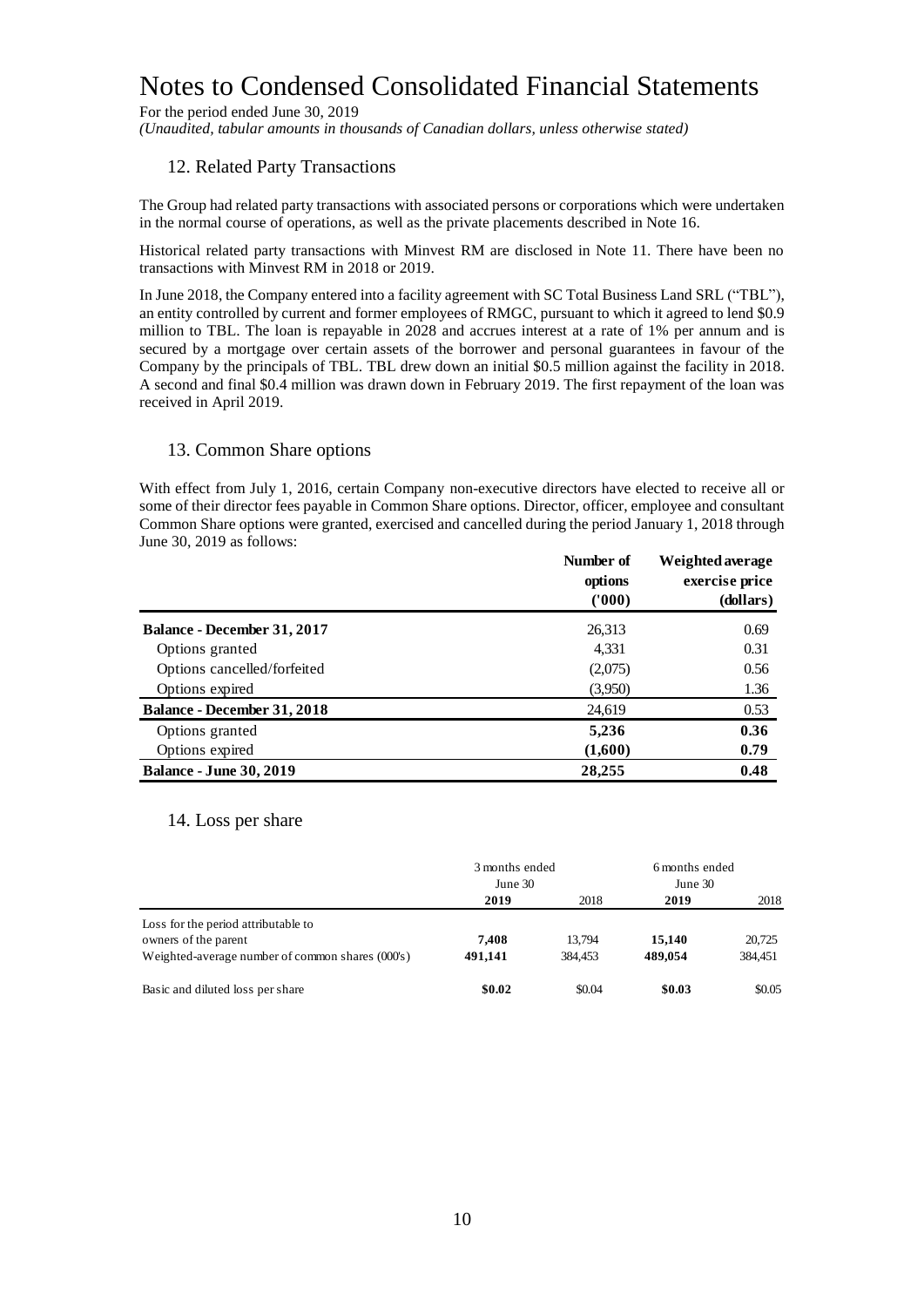# Notes to Condensed Consolidated Financial Statements

For the period ended June 30, 2019

*(Unaudited, tabular amounts in thousands of Canadian dollars, unless otherwise stated)*

## 12. Related Party Transactions

The Group had related party transactions with associated persons or corporations which were undertaken in the normal course of operations, as well as the private placements described in Note 16.

Historical related party transactions with Minvest RM are disclosed in Note 11. There have been no transactions with Minvest RM in 2018 or 2019.

In June 2018, the Company entered into a facility agreement with SC Total Business Land SRL ("TBL"), an entity controlled by current and former employees of RMGC, pursuant to which it agreed to lend \$0.9 million to TBL. The loan is repayable in 2028 and accrues interest at a rate of 1% per annum and is secured by a mortgage over certain assets of the borrower and personal guarantees in favour of the Company by the principals of TBL. TBL drew down an initial \$0.5 million against the facility in 2018. A second and final \$0.4 million was drawn down in February 2019. The first repayment of the loan was received in April 2019.

## 13. Common Share options

With effect from July 1, 2016, certain Company non-executive directors have elected to receive all or some of their director fees payable in Common Share options. Director, officer, employee and consultant Common Share options were granted, exercised and cancelled during the period January 1, 2018 through June 30, 2019 as follows:

| | Number of options ('000) | Weighted average exercise price (dollars) |
|---|---|---|
| **Balance - December 31, 2017** | 26,313 | 0.69 |
| Options granted | 4,331 | 0.31 |
| Options cancelled/forfeited | (2,075) | 0.56 |
| Options expired | (3,950) | 1.36 |
| **Balance - December 31, 2018** | 24,619 | 0.53 |
| Options granted | **5,236** | **0.36** |
| Options expired | **(1,600)** | **0.79** |
| **Balance - June 30, 2019** | **28,255** | **0.48** |

## 14. Loss per share

| | 3 months ended June 30 | | 6 months ended June 30 | |
|---|---|---|---|---|
| | **2019** | 2018 | **2019** | 2018 |
| Loss for the period attributable to owners of the parent | **7,408** | 13,794 | **15,140** | 20,725 |
| Weighted-average number of common shares (000's) | **491,141** | 384,453 | **489,054** | 384,451 |
| Basic and diluted loss per share | **\$0.02** | \$0.04 | **\$0.03** | \$0.05 |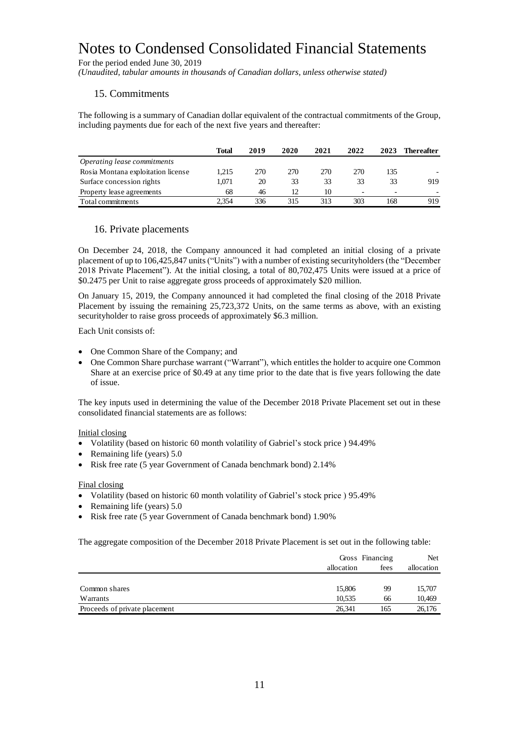# Notes to Condensed Consolidated Financial Statements

For the period ended June 30, 2019

*(Unaudited, tabular amounts in thousands of Canadian dollars, unless otherwise stated)*

## 15. Commitments

The following is a summary of Canadian dollar equivalent of the contractual commitments of the Group, including payments due for each of the next five years and thereafter:

| | **Total** | **2019** | **2020** | **2021** | **2022** | **2023** | **Thereafter** |
|---|---|---|---|---|---|---|---|
| *Operating lease commitments* | | | | | | | |
| Rosia Montana exploitation license | 1,215 | 270 | 270 | 270 | 270 | 135 | - |
| Surface concession rights | 1,071 | 20 | 33 | 33 | 33 | 33 | 919 |
| Property lease agreements | 68 | 46 | 12 | 10 | - | - | - |
| Total commitments | 2,354 | 336 | 315 | 313 | 303 | 168 | 919 |

## 16. Private placements

On December 24, 2018, the Company announced it had completed an initial closing of a private placement of up to 106,425,847 units ("Units") with a number of existing securityholders (the "December 2018 Private Placement"). At the initial closing, a total of 80,702,475 Units were issued at a price of \$0.2475 per Unit to raise aggregate gross proceeds of approximately \$20 million.

On January 15, 2019, the Company announced it had completed the final closing of the 2018 Private Placement by issuing the remaining 25,723,372 Units, on the same terms as above, with an existing securityholder to raise gross proceeds of approximately \$6.3 million.

Each Unit consists of:

- One Common Share of the Company; and
- One Common Share purchase warrant ("Warrant"), which entitles the holder to acquire one Common Share at an exercise price of \$0.49 at any time prior to the date that is five years following the date of issue.

The key inputs used in determining the value of the December 2018 Private Placement set out in these consolidated financial statements are as follows:

Initial closing

- Volatility (based on historic 60 month volatility of Gabriel's stock price ) 94.49%
- Remaining life (years) 5.0
- Risk free rate (5 year Government of Canada benchmark bond) 2.14%

Final closing

- Volatility (based on historic 60 month volatility of Gabriel's stock price ) 95.49%
- Remaining life (years) 5.0
- Risk free rate (5 year Government of Canada benchmark bond) 1.90%

The aggregate composition of the December 2018 Private Placement is set out in the following table:

| | Gross allocation | Financing fees | Net allocation |
|---|---|---|---|
| Common shares | 15,806 | 99 | 15,707 |
| Warrants | 10,535 | 66 | 10,469 |
| Proceeds of private placement | 26,341 | 165 | 26,176 |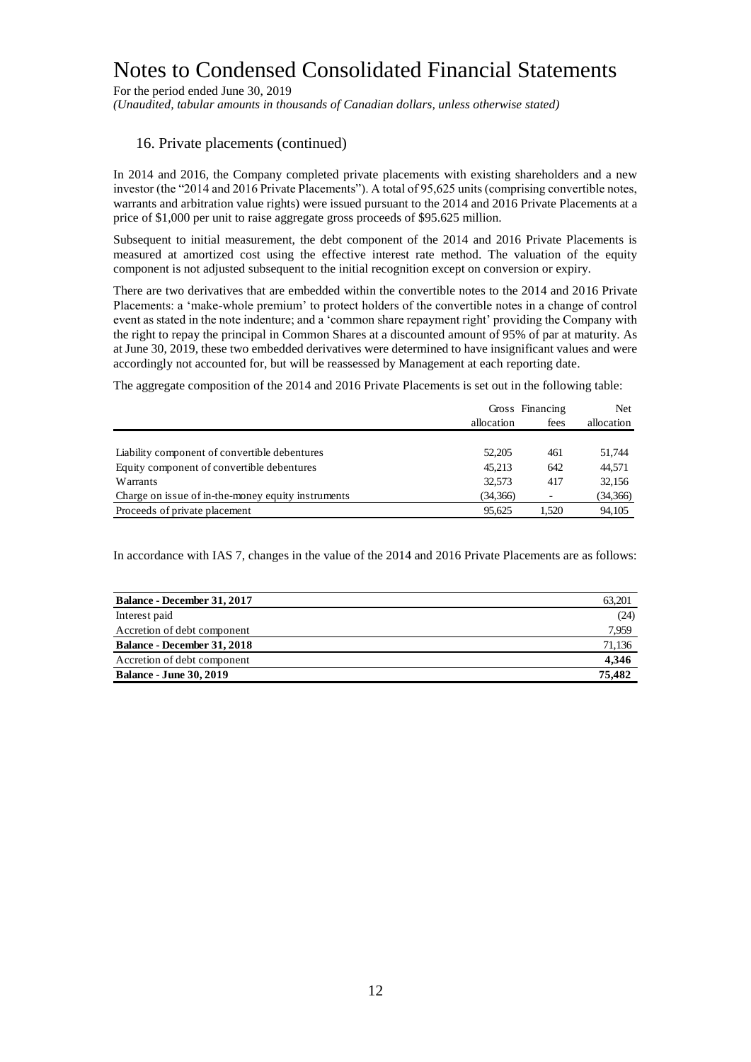# Notes to Condensed Consolidated Financial Statements

For the period ended June 30, 2019

*(Unaudited, tabular amounts in thousands of Canadian dollars, unless otherwise stated)*

## 16. Private placements (continued)

In 2014 and 2016, the Company completed private placements with existing shareholders and a new investor (the "2014 and 2016 Private Placements"). A total of 95,625 units (comprising convertible notes, warrants and arbitration value rights) were issued pursuant to the 2014 and 2016 Private Placements at a price of $1,000 per unit to raise aggregate gross proceeds of $95.625 million.

Subsequent to initial measurement, the debt component of the 2014 and 2016 Private Placements is measured at amortized cost using the effective interest rate method. The valuation of the equity component is not adjusted subsequent to the initial recognition except on conversion or expiry.

There are two derivatives that are embedded within the convertible notes to the 2014 and 2016 Private Placements: a 'make-whole premium' to protect holders of the convertible notes in a change of control event as stated in the note indenture; and a 'common share repayment right' providing the Company with the right to repay the principal in Common Shares at a discounted amount of 95% of par at maturity. As at June 30, 2019, these two embedded derivatives were determined to have insignificant values and were accordingly not accounted for, but will be reassessed by Management at each reporting date.

The aggregate composition of the 2014 and 2016 Private Placements is set out in the following table:

| | Gross allocation | Financing fees | Net allocation |
|---|---|---|---|
| Liability component of convertible debentures | 52,205 | 461 | 51,744 |
| Equity component of convertible debentures | 45,213 | 642 | 44,571 |
| Warrants | 32,573 | 417 | 32,156 |
| Charge on issue of in-the-money equity instruments | (34,366) | - | (34,366) |
| Proceeds of private placement | 95,625 | 1,520 | 94,105 |

In accordance with IAS 7, changes in the value of the 2014 and 2016 Private Placements are as follows:

| | |
|---|---|
| **Balance - December 31, 2017** | 63,201 |
| Interest paid | (24) |
| Accretion of debt component | 7,959 |
| **Balance - December 31, 2018** | 71,136 |
| Accretion of debt component | **4,346** |
| **Balance - June 30, 2019** | **75,482** |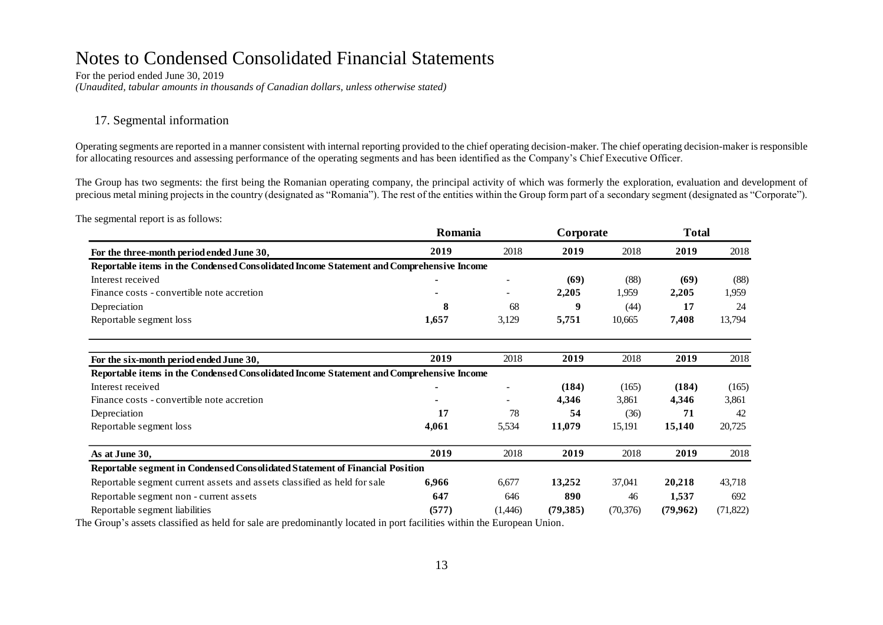# Notes to Condensed Consolidated Financial Statements

For the period ended June 30, 2019

*(Unaudited, tabular amounts in thousands of Canadian dollars, unless otherwise stated)*

## 17. Segmental information

Operating segments are reported in a manner consistent with internal reporting provided to the chief operating decision-maker. The chief operating decision-maker is responsible for allocating resources and assessing performance of the operating segments and has been identified as the Company's Chief Executive Officer.

The Group has two segments: the first being the Romanian operating company, the principal activity of which was formerly the exploration, evaluation and development of precious metal mining projects in the country (designated as "Romania"). The rest of the entities within the Group form part of a secondary segment (designated as "Corporate").

The segmental report is as follows:

| | Romania | | Corporate | | Total | |
|---|---|---|---|---|---|---|
| **For the three-month period ended June 30,** | **2019** | 2018 | **2019** | 2018 | **2019** | 2018 |
| **Reportable items in the Condensed Consolidated Income Statement and Comprehensive Income** | | | | | | |
| Interest received | **-** | - | **(69)** | (88) | **(69)** | (88) |
| Finance costs - convertible note accretion | **-** | - | **2,205** | 1,959 | **2,205** | 1,959 |
| Depreciation | **8** | 68 | **9** | (44) | **17** | 24 |
| Reportable segment loss | **1,657** | 3,129 | **5,751** | 10,665 | **7,408** | 13,794 |
| | | | | | | |
| **For the six-month period ended June 30,** | **2019** | 2018 | **2019** | 2018 | **2019** | 2018 |
| **Reportable items in the Condensed Consolidated Income Statement and Comprehensive Income** | | | | | | |
| Interest received | **-** | - | **(184)** | (165) | **(184)** | (165) |
| Finance costs - convertible note accretion | **-** | - | **4,346** | 3,861 | **4,346** | 3,861 |
| Depreciation | **17** | 78 | **54** | (36) | **71** | 42 |
| Reportable segment loss | **4,061** | 5,534 | **11,079** | 15,191 | **15,140** | 20,725 |
| | | | | | | |
| **As at June 30,** | **2019** | 2018 | **2019** | 2018 | **2019** | 2018 |
| **Reportable segment in Condensed Consolidated Statement of Financial Position** | | | | | | |
| Reportable segment current assets and assets classified as held for sale | **6,966** | 6,677 | **13,252** | 37,041 | **20,218** | 43,718 |
| Reportable segment non - current assets | **647** | 646 | **890** | 46 | **1,537** | 692 |
| Reportable segment liabilities | **(577)** | (1,446) | **(79,385)** | (70,376) | **(79,962)** | (71,822) |

The Group's assets classified as held for sale are predominantly located in port facilities within the European Union.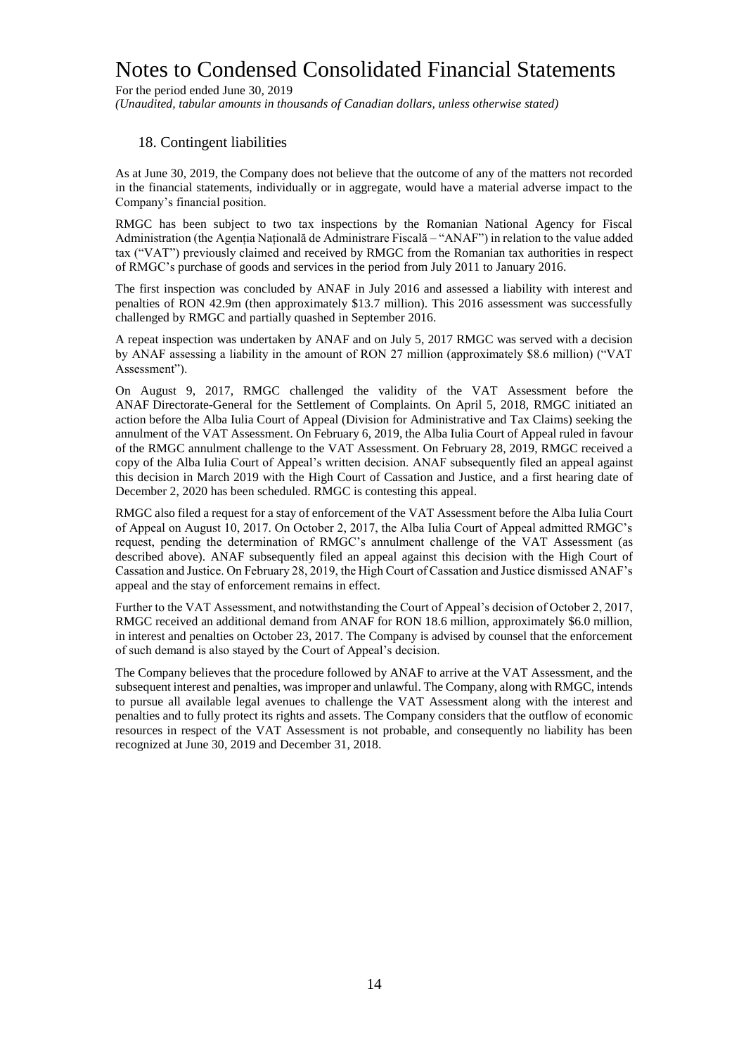# Notes to Condensed Consolidated Financial Statements

For the period ended June 30, 2019

*(Unaudited, tabular amounts in thousands of Canadian dollars, unless otherwise stated)*

## 18. Contingent liabilities

As at June 30, 2019, the Company does not believe that the outcome of any of the matters not recorded in the financial statements, individually or in aggregate, would have a material adverse impact to the Company's financial position.

RMGC has been subject to two tax inspections by the Romanian National Agency for Fiscal Administration (the Agenția Națională de Administrare Fiscală – "ANAF") in relation to the value added tax ("VAT") previously claimed and received by RMGC from the Romanian tax authorities in respect of RMGC's purchase of goods and services in the period from July 2011 to January 2016.

The first inspection was concluded by ANAF in July 2016 and assessed a liability with interest and penalties of RON 42.9m (then approximately $13.7 million). This 2016 assessment was successfully challenged by RMGC and partially quashed in September 2016.

A repeat inspection was undertaken by ANAF and on July 5, 2017 RMGC was served with a decision by ANAF assessing a liability in the amount of RON 27 million (approximately $8.6 million) ("VAT Assessment").

On August 9, 2017, RMGC challenged the validity of the VAT Assessment before the ANAF Directorate-General for the Settlement of Complaints. On April 5, 2018, RMGC initiated an action before the Alba Iulia Court of Appeal (Division for Administrative and Tax Claims) seeking the annulment of the VAT Assessment. On February 6, 2019, the Alba Iulia Court of Appeal ruled in favour of the RMGC annulment challenge to the VAT Assessment. On February 28, 2019, RMGC received a copy of the Alba Iulia Court of Appeal's written decision. ANAF subsequently filed an appeal against this decision in March 2019 with the High Court of Cassation and Justice, and a first hearing date of December 2, 2020 has been scheduled. RMGC is contesting this appeal.

RMGC also filed a request for a stay of enforcement of the VAT Assessment before the Alba Iulia Court of Appeal on August 10, 2017. On October 2, 2017, the Alba Iulia Court of Appeal admitted RMGC's request, pending the determination of RMGC's annulment challenge of the VAT Assessment (as described above). ANAF subsequently filed an appeal against this decision with the High Court of Cassation and Justice. On February 28, 2019, the High Court of Cassation and Justice dismissed ANAF's appeal and the stay of enforcement remains in effect.

Further to the VAT Assessment, and notwithstanding the Court of Appeal's decision of October 2, 2017, RMGC received an additional demand from ANAF for RON 18.6 million, approximately $6.0 million, in interest and penalties on October 23, 2017. The Company is advised by counsel that the enforcement of such demand is also stayed by the Court of Appeal's decision.

The Company believes that the procedure followed by ANAF to arrive at the VAT Assessment, and the subsequent interest and penalties, was improper and unlawful. The Company, along with RMGC, intends to pursue all available legal avenues to challenge the VAT Assessment along with the interest and penalties and to fully protect its rights and assets. The Company considers that the outflow of economic resources in respect of the VAT Assessment is not probable, and consequently no liability has been recognized at June 30, 2019 and December 31, 2018.